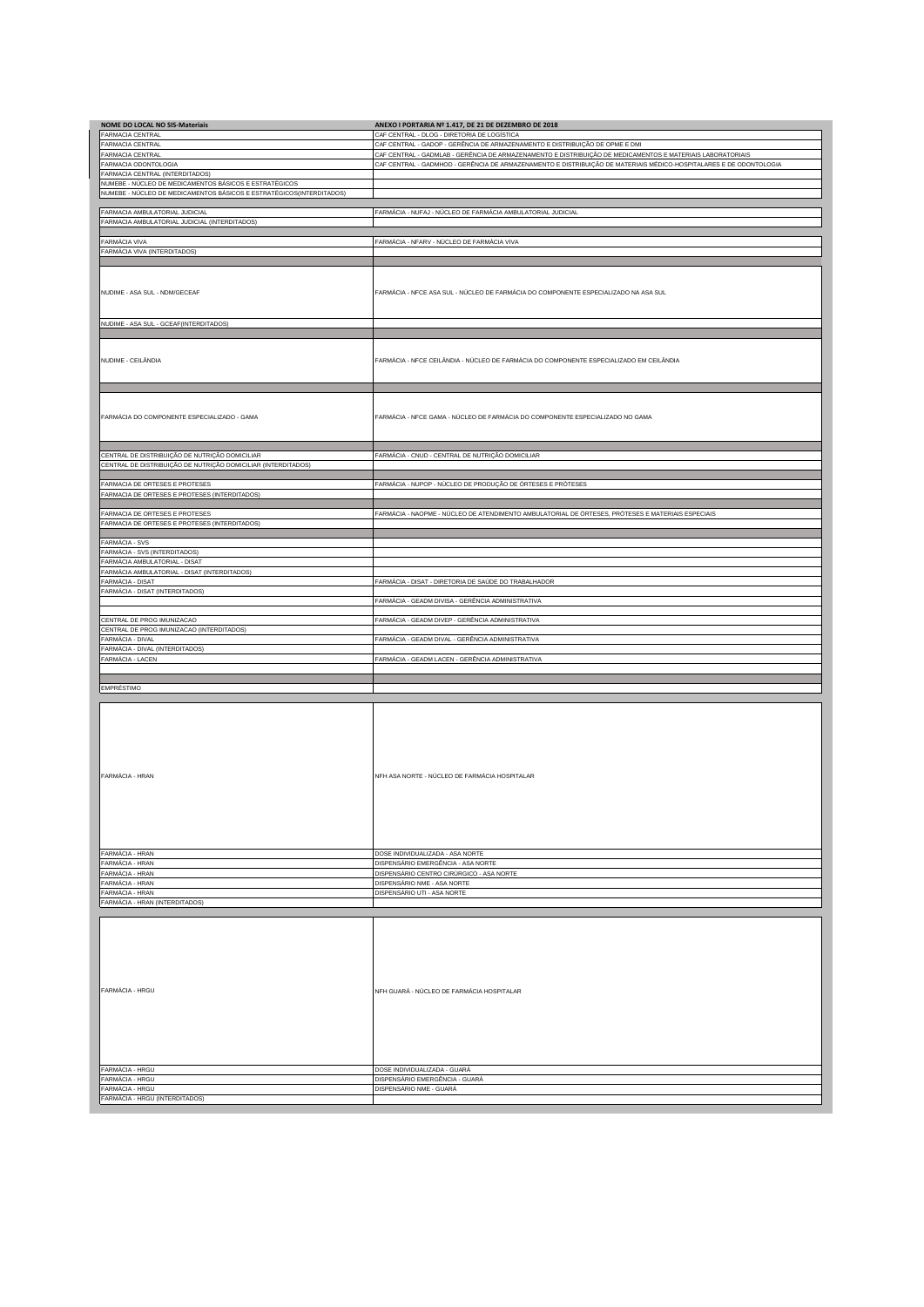| NOME DO LOCAL NO SIS-Materiais | ANEXO I PORTARIA Nº 1.417, DE 21 DE DEZEMBRO DE 2018 |
|---|---|
| FARMACIA CENTRAL | CAF CENTRAL - DLOG - DIRETORIA DE LOGÍSTICA |
| FARMACIA CENTRAL | CAF CENTRAL - GADOP - GERÊNCIA DE ARMAZENAMENTO E DISTRIBUIÇÃO DE OPME E DMI |
| FARMACIA CENTRAL | CAF CENTRAL - GADMLAB - GERÊNCIA DE ARMAZENAMENTO E DISTRIBUIÇÃO DE MEDICAMENTOS E MATERIAIS LABORATORIAIS |
| FARMACIA ODONTOLOGIA | CAF CENTRAL - GADMHOD - GERÊNCIA DE ARMAZENAMENTO E DISTRIBUIÇÃO DE MATERIAIS MÉDICO-HOSPITALARES E DE ODONTOLOGIA |
| FARMACIA CENTRAL (INTERDITADOS) | |
| NUMEBE - NÚCLEO DE MEDICAMENTOS BÁSICOS E ESTRATÉGICOS | |
| NUMEBE - NÚCLEO DE MEDICAMENTOS BÁSICOS E ESTRATÉGICOS(INTERDITADOS) | |
| | |
| FARMACIA AMBULATORIAL JUDICIAL | FARMÁCIA - NUFAJ - NÚCLEO DE FARMÁCIA AMBULATORIAL JUDICIAL |
| FARMACIA AMBULATORIAL JUDICIAL (INTERDITADOS) | |
| | |
| FARMÁCIA VIVA | FARMÁCIA - NFARV - NÚCLEO DE FARMÁCIA VIVA |
| FARMÁCIA VIVA (INTERDITADOS) | |
| | |
| NUDIME - ASA SUL - NDM/GECEAF | FARMÁCIA - NFCE ASA SUL - NÚCLEO DE FARMÁCIA DO COMPONENTE ESPECIALIZADO NA ASA SUL |
| NUDIME - ASA SUL - GCEAF(INTERDITADOS) | |
| | |
| NUDIME - CEILÂNDIA | FARMÁCIA - NFCE CEILÂNDIA - NÚCLEO DE FARMÁCIA DO COMPONENTE ESPECIALIZADO EM CEILÂNDIA |
| | |
| FARMÁCIA DO COMPONENTE ESPECIALIZADO - GAMA | FARMÁCIA - NFCE GAMA - NÚCLEO DE FARMÁCIA DO COMPONENTE ESPECIALIZADO NO GAMA |
| | |
| CENTRAL DE DISTRIBUIÇÃO DE NUTRIÇÃO DOMICILIAR | FARMÁCIA - CNUD - CENTRAL DE NUTRIÇÃO DOMICILIAR |
| CENTRAL DE DISTRIBUIÇÃO DE NUTRIÇÃO DOMICILIAR (INTERDITADOS) | |
| | |
| FARMACIA DE ORTESES E PROTESES | FARMÁCIA - NUPOP - NÚCLEO DE PRODUÇÃO DE ÓRTESES E PRÓTESES |
| FARMACIA DE ORTESES E PROTESES (INTERDITADOS) | |
| | |
| FARMACIA DE ORTESES E PROTESES | FARMÁCIA - NAOPME - NÚCLEO DE ATENDIMENTO AMBULATORIAL DE ÓRTESES, PRÓTESES E MATERIAIS ESPECIAIS |
| FARMACIA DE ORTESES E PROTESES (INTERDITADOS) | |
| | |
| FARMÁCIA - SVS | |
| FARMÁCIA - SVS (INTERDITADOS) | |
| FARMÁCIA AMBULATORIAL - DISAT | |
| FARMÁCIA AMBULATORIAL - DISAT (INTERDITADOS) | |
| FARMÁCIA - DISAT | FARMÁCIA - DISAT - DIRETORIA DE SAÚDE DO TRABALHADOR |
| FARMÁCIA - DISAT (INTERDITADOS) | |
| | FARMÁCIA - GEADM DIVISA - GERÊNCIA ADMINISTRATIVA |
| | |
| CENTRAL DE PROG IMUNIZACAO | FARMÁCIA - GEADM DIVEP - GERÊNCIA ADMINISTRATIVA |
| CENTRAL DE PROG IMUNIZACAO (INTERDITADOS) | |
| FARMÁCIA - DIVAL | FARMÁCIA - GEADM DIVAL - GERÊNCIA ADMINISTRATIVA |
| FARMÁCIA - DIVAL (INTERDITADOS) | |
| FARMÁCIA - LACEN | FARMÁCIA - GEADM LACEN - GERÊNCIA ADMINISTRATIVA |
| | |
| EMPRÉSTIMO | |
| | |
| FARMÁCIA - HRAN | NFH ASA NORTE - NÚCLEO DE FARMÁCIA HOSPITALAR |
| FARMÁCIA - HRAN | DOSE INDIVIDUALIZADA - ASA NORTE |
| FARMÁCIA - HRAN | DISPENSÁRIO EMERGÊNCIA - ASA NORTE |
| FARMÁCIA - HRAN | DISPENSÁRIO CENTRO CIRÚRGICO - ASA NORTE |
| FARMÁCIA - HRAN | DISPENSÁRIO NME - ASA NORTE |
| FARMÁCIA - HRAN | DISPENSÁRIO UTI - ASA NORTE |
| FARMÁCIA - HRAN (INTERDITADOS) | |
| | |
| FARMÁCIA - HRGU | NFH GUARÁ - NÚCLEO DE FARMÁCIA HOSPITALAR |
| FARMÁCIA - HRGU | DOSE INDIVIDUALIZADA - GUARÁ |
| FARMÁCIA - HRGU | DISPENSÁRIO EMERGÊNCIA - GUARÁ |
| FARMÁCIA - HRGU | DISPENSÁRIO NME - GUARÁ |
| FARMÁCIA - HRGU (INTERDITADOS) | |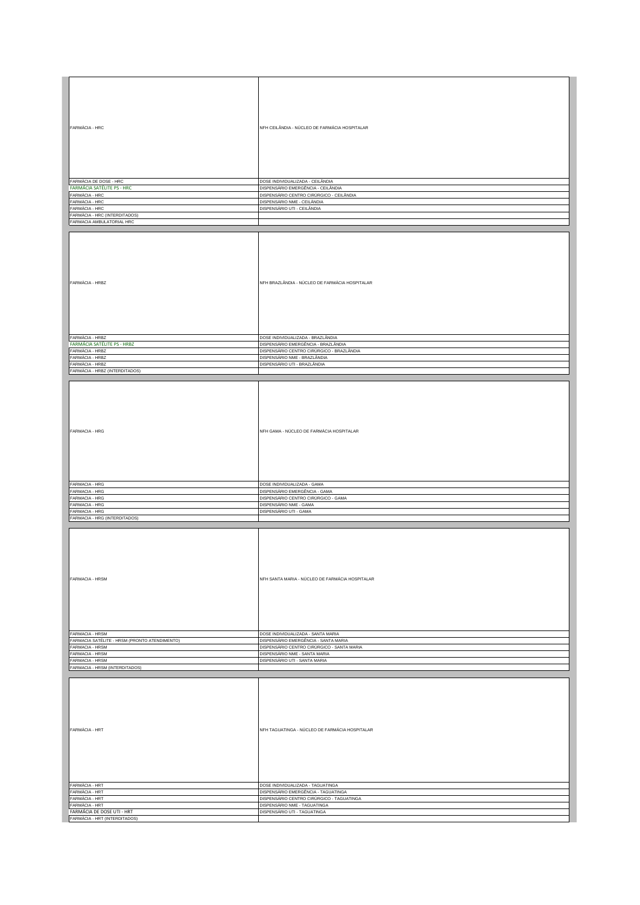| | |
|---|---|
| FARMÁCIA - HRC | NFH CEILÂNDIA - NÚCLEO DE FARMÁCIA HOSPITALAR |
| FARMÁCIA DE DOSE - HRC | DOSE INDIVIDUALIZADA - CEILÂNDIA |
| FARMÁCIA SATÉLITE PS - HRC | DISPENSÁRIO EMERGÊNCIA - CEILÂNDIA |
| FARMÁCIA - HRC | DISPENSÁRIO CENTRO CIRÚRGICO - CEILÂNDIA |
| FARMÁCIA - HRC | DISPENSÁRIO NME - CEILÂNDIA |
| FARMÁCIA - HRC | DISPENSÁRIO UTI - CEILÂNDIA |
| FARMÁCIA - HRC (INTERDITADOS) | |
| FARMACIA AMBULATORIAL HRC | |

| | |
|---|---|
| FARMÁCIA - HRBZ | NFH BRAZLÂNDIA - NÚCLEO DE FARMÁCIA HOSPITALAR |
| FARMÁCIA - HRBZ | DOSE INDIVIDUALIZADA - BRAZLÂNDIA |
| FARMÁCIA SATÉLITE PS - HRBZ | DISPENSÁRIO EMERGÊNCIA - BRAZLÂNDIA |
| FARMÁCIA - HRBZ | DISPENSÁRIO CENTRO CIRÚRGICO - BRAZLÂNDIA |
| FARMÁCIA - HRBZ | DISPENSÁRIO NME - BRAZLÂNDIA |
| FARMÁCIA - HRBZ | DISPENSÁRIO UTI - BRAZLÂNDIA |
| FARMÁCIA - HRBZ (INTERDITADOS) | |

| | |
|---|---|
| FARMACIA - HRG | NFH GAMA - NÚCLEO DE FARMÁCIA HOSPITALAR |
| FARMACIA - HRG | DOSE INDIVIDUALIZADA - GAMA |
| FARMACIA - HRG | DISPENSÁRIO EMERGÊNCIA - GAMA |
| FARMACIA - HRG | DISPENSÁRIO CENTRO CIRÚRGICO - GAMA |
| FARMACIA - HRG | DISPENSÁRIO NME - GAMA |
| FARMACIA - HRG | DISPENSÁRIO UTI - GAMA |
| FARMACIA - HRG (INTERDITADOS) | |

| | |
|---|---|
| FARMACIA - HRSM | NFH SANTA MARIA - NÚCLEO DE FARMÁCIA HOSPITALAR |
| FARMACIA - HRSM | DOSE INDIVIDUALIZADA - SANTA MARIA |
| FARMACIA SATÉLITE - HRSM (PRONTO ATENDIMENTO) | DISPENSÁRIO EMERGÊNCIA - SANTA MARIA |
| FARMACIA - HRSM | DISPENSÁRIO CENTRO CIRÚRGICO - SANTA MARIA |
| FARMACIA - HRSM | DISPENSÁRIO NME - SANTA MARIA |
| FARMACIA - HRSM | DISPENSÁRIO UTI - SANTA MARIA |
| FARMACIA - HRSM (INTERDITADOS) | |

| | |
|---|---|
| FARMÁCIA - HRT | NFH TAGUATINGA - NÚCLEO DE FARMÁCIA HOSPITALAR |
| FARMÁCIA - HRT | DOSE INDIVIDUALIZADA - TAGUATINGA |
| FARMÁCIA - HRT | DISPENSÁRIO EMERGÊNCIA - TAGUATINGA |
| FARMÁCIA - HRT | DISPENSÁRIO CENTRO CIRÚRGICO - TAGUATINGA |
| FARMÁCIA - HRT | DISPENSÁRIO NME - TAGUATINGA |
| FARMÁCIA DE DOSE UTI - HRT | DISPENSÁRIO UTI - TAGUATINGA |
| FARMÁCIA - HRT (INTERDITADOS) | |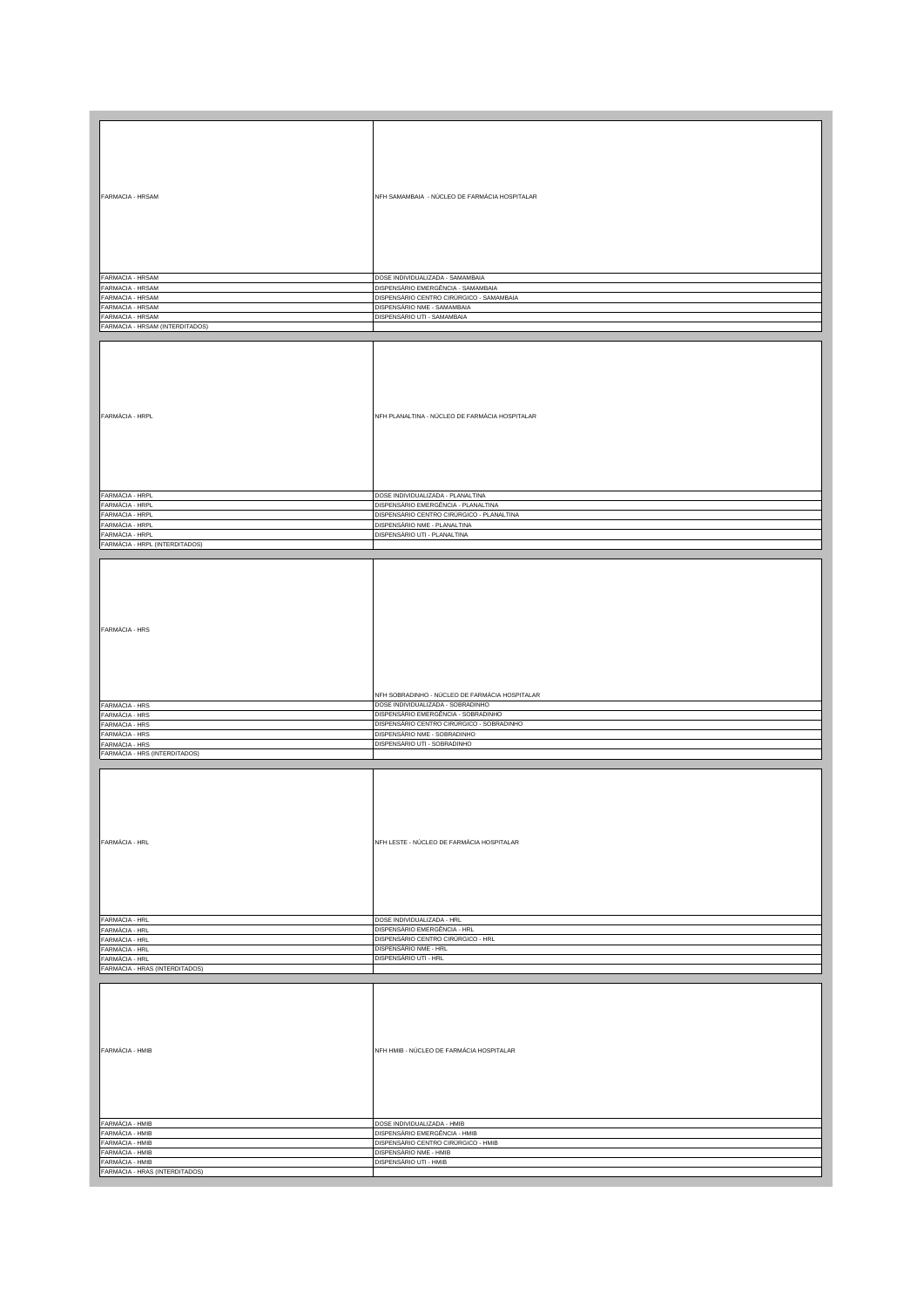| | |
|---|---|
| FARMACIA - HRSAM | NFH SAMAMBAIA - NÚCLEO DE FARMÁCIA HOSPITALAR |
| FARMACIA - HRSAM | DOSE INDIVIDUALIZADA - SAMAMBAIA |
| FARMACIA - HRSAM | DISPENSÁRIO EMERGÊNCIA - SAMAMBAIA |
| FARMACIA - HRSAM | DISPENSÁRIO CENTRO CIRÚRGICO - SAMAMBAIA |
| FARMACIA - HRSAM | DISPENSÁRIO NME - SAMAMBAIA |
| FARMACIA - HRSAM | DISPENSÁRIO UTI - SAMAMBAIA |
| FARMACIA - HRSAM (INTERDITADOS) | |

| | |
|---|---|
| FARMÁCIA - HRPL | NFH PLANALTINA - NÚCLEO DE FARMÁCIA HOSPITALAR |
| FARMÁCIA - HRPL | DOSE INDIVIDUALIZADA - PLANALTINA |
| FARMÁCIA - HRPL | DISPENSÁRIO EMERGÊNCIA - PLANALTINA |
| FARMÁCIA - HRPL | DISPENSÁRIO CENTRO CIRÚRGICO - PLANALTINA |
| FARMÁCIA - HRPL | DISPENSÁRIO NME - PLANALTINA |
| FARMÁCIA - HRPL | DISPENSÁRIO UTI - PLANALTINA |
| FARMÁCIA - HRPL (INTERDITADOS) | |

| | |
|---|---|
| FARMÁCIA - HRS | NFH SOBRADINHO - NÚCLEO DE FARMÁCIA HOSPITALAR |
| FARMÁCIA - HRS | DOSE INDIVIDUALIZADA - SOBRADINHO |
| FARMÁCIA - HRS | DISPENSÁRIO EMERGÊNCIA - SOBRADINHO |
| FARMÁCIA - HRS | DISPENSÁRIO CENTRO CIRÚRGICO - SOBRADINHO |
| FARMÁCIA - HRS | DISPENSÁRIO NME - SOBRADINHO |
| FARMÁCIA - HRS | DISPENSÁRIO UTI - SOBRADINHO |
| FARMÁCIA - HRS (INTERDITADOS) | |

| | |
|---|---|
| FARMÁCIA - HRL | NFH LESTE - NÚCLEO DE FARMÁCIA HOSPITALAR |
| FARMÁCIA - HRL | DOSE INDIVIDUALIZADA - HRL |
| FARMÁCIA - HRL | DISPENSÁRIO EMERGÊNCIA - HRL |
| FARMÁCIA - HRL | DISPENSÁRIO CENTRO CIRÚRGICO - HRL |
| FARMÁCIA - HRL | DISPENSÁRIO NME - HRL |
| FARMÁCIA - HRL | DISPENSÁRIO UTI - HRL |
| FARMÁCIA - HRAS (INTERDITADOS) | |

| | |
|---|---|
| FARMÁCIA - HMIB | NFH HMIB - NÚCLEO DE FARMÁCIA HOSPITALAR |
| FARMÁCIA - HMIB | DOSE INDIVIDUALIZADA - HMIB |
| FARMÁCIA - HMIB | DISPENSÁRIO EMERGÊNCIA - HMIB |
| FARMÁCIA - HMIB | DISPENSÁRIO CENTRO CIRÚRGICO - HMIB |
| FARMÁCIA - HMIB | DISPENSÁRIO NME - HMIB |
| FARMÁCIA - HMIB | DISPENSÁRIO UTI - HMIB |
| FARMÁCIA - HRAS (INTERDITADOS) | |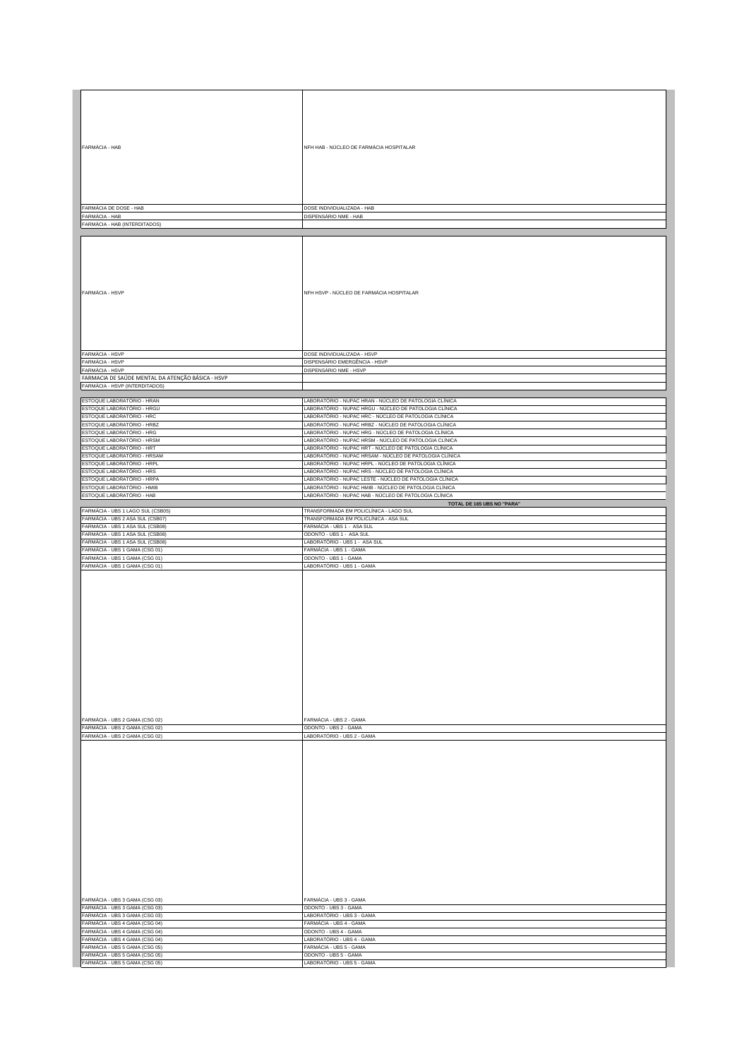| | |
|---|---|
| FARMÁCIA - HAB | NFH HAB - NÚCLEO DE FARMÁCIA HOSPITALAR |
| FARMÁCIA DE DOSE - HAB | DOSE INDIVIDUALIZADA - HAB |
| FARMÁCIA - HAB | DISPENSÁRIO NME - HAB |
| FARMÁCIA - HAB (INTERDITADOS) | |
| | |
| FARMÁCIA - HSVP | NFH HSVP - NÚCLEO DE FARMÁCIA HOSPITALAR |
| FARMÁCIA - HSVP | DOSE INDIVIDUALIZADA - HSVP |
| FARMÁCIA - HSVP | DISPENSÁRIO EMERGÊNCIA - HSVP |
| FARMÁCIA - HSVP | DISPENSÁRIO NME - HSVP |
| FARMACIA DE SAÚDE MENTAL DA ATENÇÃO BÁSICA - HSVP | |
| FARMÁCIA - HSVP (INTERDITADOS) | |
| | |
| ESTOQUE LABORATÓRIO - HRAN | LABORATÓRIO - NUPAC HRAN - NÚCLEO DE PATOLOGIA CLÍNICA |
| ESTOQUE LABORATÓRIO - HRGU | LABORATÓRIO - NUPAC HRGU - NÚCLEO DE PATOLOGIA CLÍNICA |
| ESTOQUE LABORATÓRIO - HRC | LABORATÓRIO - NUPAC HRC - NÚCLEO DE PATOLOGIA CLÍNICA |
| ESTOQUE LABORATÓRIO - HRBZ | LABORATÓRIO - NUPAC HRBZ - NÚCLEO DE PATOLOGIA CLÍNICA |
| ESTOQUE LABORATÓRIO - HRG | LABORATÓRIO - NUPAC HRG - NÚCLEO DE PATOLOGIA CLÍNICA |
| ESTOQUE LABORATÓRIO - HRSM | LABORATÓRIO - NUPAC HRSM - NÚCLEO DE PATOLOGIA CLÍNICA |
| ESTOQUE LABORATÓRIO - HRT | LABORATÓRIO - NUPAC HRT - NÚCLEO DE PATOLOGIA CLÍNICA |
| ESTOQUE LABORATÓRIO - HRSAM | LABORATÓRIO - NUPAC HRSAM - NÚCLEO DE PATOLOGIA CLÍNICA |
| ESTOQUE LABORATÓRIO - HRPL | LABORATÓRIO - NUPAC HRPL - NÚCLEO DE PATOLOGIA CLÍNICA |
| ESTOQUE LABORATÓRIO - HRS | LABORATÓRIO - NUPAC HRS - NÚCLEO DE PATOLOGIA CLÍNICA |
| ESTOQUE LABORATÓRIO - HRPA | LABORATÓRIO - NUPAC LESTE - NÚCLEO DE PATOLOGIA CLÍNICA |
| ESTOQUE LABORATÓRIO - HMIB | LABORATÓRIO - NUPAC HMIB - NÚCLEO DE PATOLOGIA CLÍNICA |
| ESTOQUE LABORATÓRIO - HAB | LABORATÓRIO - NUPAC HAB - NÚCLEO DE PATOLOGIA CLÍNICA |
| | **TOTAL DE 165 UBS NO "PARA"** |
| FARMÁCIA - UBS 1 LAGO SUL (CSB05) | TRANSFORMADA EM POLICLÍNICA - LAGO SUL |
| FARMÁCIA - UBS 2 ASA SUL (CSB07) | TRANSFORMADA EM POLICLÍNICA - ASA SUL |
| FARMÁCIA - UBS 1 ASA SUL (CSB08) | FARMÁCIA - UBS 1 - ASA SUL |
| FARMÁCIA - UBS 1 ASA SUL (CSB08) | ODONTO - UBS 1 - ASA SUL |
| FARMÁCIA - UBS 1 ASA SUL (CSB08) | LABORATÓRIO - UBS 1 - ASA SUL |
| FARMÁCIA - UBS 1 GAMA (CSG 01) | FARMÁCIA - UBS 1 - GAMA |
| FARMÁCIA - UBS 1 GAMA (CSG 01) | ODONTO - UBS 1 - GAMA |
| FARMÁCIA - UBS 1 GAMA (CSG 01) | LABORATÓRIO - UBS 1 - GAMA |
| | |
| FARMÁCIA - UBS 2 GAMA (CSG 02) | FARMÁCIA - UBS 2 - GAMA |
| FARMÁCIA - UBS 2 GAMA (CSG 02) | ODONTO - UBS 2 - GAMA |
| FARMÁCIA - UBS 2 GAMA (CSG 02) | LABORATÓRIO - UBS 2 - GAMA |
| | |
| FARMÁCIA - UBS 3 GAMA (CSG 03) | FARMÁCIA - UBS 3 - GAMA |
| FARMÁCIA - UBS 3 GAMA (CSG 03) | ODONTO - UBS 3 - GAMA |
| FARMÁCIA - UBS 3 GAMA (CSG 03) | LABORATÓRIO - UBS 3 - GAMA |
| FARMÁCIA - UBS 4 GAMA (CSG 04) | FARMÁCIA - UBS 4 - GAMA |
| FARMÁCIA - UBS 4 GAMA (CSG 04) | ODONTO - UBS 4 - GAMA |
| FARMÁCIA - UBS 4 GAMA (CSG 04) | LABORATÓRIO - UBS 4 - GAMA |
| FARMÁCIA - UBS 5 GAMA (CSG 05) | FARMÁCIA - UBS 5 - GAMA |
| FARMÁCIA - UBS 5 GAMA (CSG 05) | ODONTO - UBS 5 - GAMA |
| FARMÁCIA - UBS 5 GAMA (CSG 05) | LABORATÓRIO - UBS 5 - GAMA |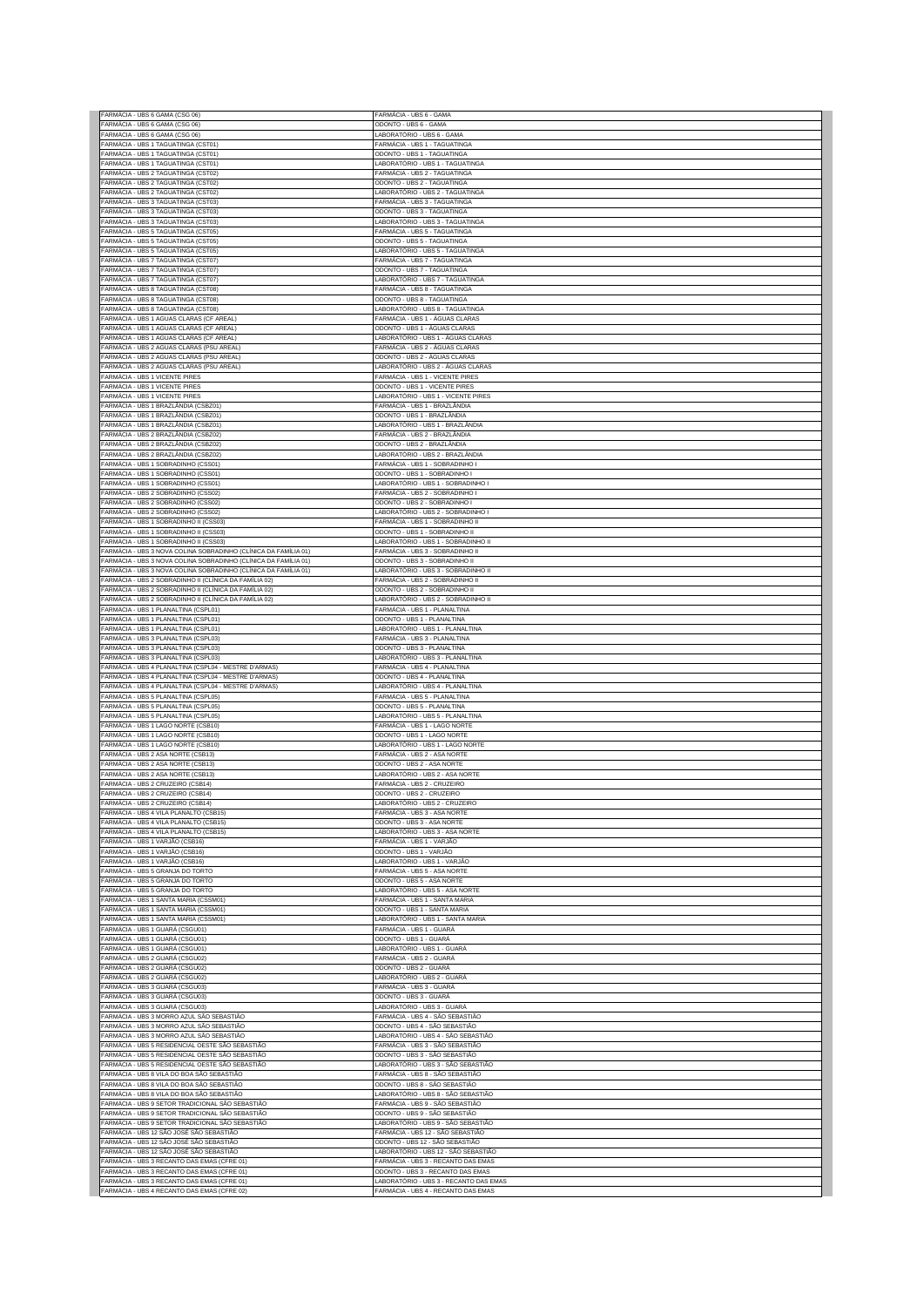| | |
|---|---|
| FARMÁCIA - UBS 6 GAMA (CSG 06) | FARMÁCIA - UBS 6 - GAMA |
| FARMÁCIA - UBS 6 GAMA (CSG 06) | ODONTO - UBS 6 - GAMA |
| FARMÁCIA - UBS 6 GAMA (CSG 06) | LABORATÓRIO - UBS 6 - GAMA |
| FARMÁCIA - UBS 1 TAGUATINGA (CST01) | FARMÁCIA - UBS 1 - TAGUATINGA |
| FARMÁCIA - UBS 1 TAGUATINGA (CST01) | ODONTO - UBS 1 - TAGUATINGA |
| FARMÁCIA - UBS 1 TAGUATINGA (CST01) | LABORATÓRIO - UBS 1 - TAGUATINGA |
| FARMÁCIA - UBS 2 TAGUATINGA (CST02) | FARMÁCIA - UBS 2 - TAGUATINGA |
| FARMÁCIA - UBS 2 TAGUATINGA (CST02) | ODONTO - UBS 2 - TAGUATINGA |
| FARMÁCIA - UBS 2 TAGUATINGA (CST02) | LABORATÓRIO - UBS 2 - TAGUATINGA |
| FARMÁCIA - UBS 3 TAGUATINGA (CST03) | FARMÁCIA - UBS 3 - TAGUATINGA |
| FARMÁCIA - UBS 3 TAGUATINGA (CST03) | ODONTO - UBS 3 - TAGUATINGA |
| FARMÁCIA - UBS 3 TAGUATINGA (CST03) | LABORATÓRIO - UBS 3 - TAGUATINGA |
| FARMÁCIA - UBS 5 TAGUATINGA (CST05) | FARMÁCIA - UBS 5 - TAGUATINGA |
| FARMÁCIA - UBS 5 TAGUATINGA (CST05) | ODONTO - UBS 5 - TAGUATINGA |
| FARMÁCIA - UBS 5 TAGUATINGA (CST05) | LABORATÓRIO - UBS 5 - TAGUATINGA |
| FARMÁCIA - UBS 7 TAGUATINGA (CST07) | FARMÁCIA - UBS 7 - TAGUATINGA |
| FARMÁCIA - UBS 7 TAGUATINGA (CST07) | ODONTO - UBS 7 - TAGUATINGA |
| FARMÁCIA - UBS 7 TAGUATINGA (CST07) | LABORATÓRIO - UBS 7 - TAGUATINGA |
| FARMÁCIA - UBS 8 TAGUATINGA (CST08) | FARMÁCIA - UBS 8 - TAGUATINGA |
| FARMÁCIA - UBS 8 TAGUATINGA (CST08) | ODONTO - UBS 8 - TAGUATINGA |
| FARMÁCIA - UBS 8 TAGUATINGA (CST08) | LABORATÓRIO - UBS 8 - TAGUATINGA |
| FARMÁCIA - UBS 1 AGUAS CLARAS (CF AREAL) | FARMÁCIA - UBS 1 - ÁGUAS CLARAS |
| FARMÁCIA - UBS 1 AGUAS CLARAS (CF AREAL) | ODONTO - UBS 1 - ÁGUAS CLARAS |
| FARMÁCIA - UBS 1 AGUAS CLARAS (CF AREAL) | LABORATÓRIO - UBS 1 - ÁGUAS CLARAS |
| FARMÁCIA - UBS 2 AGUAS CLARAS (PSU AREAL) | FARMÁCIA - UBS 2 - ÁGUAS CLARAS |
| FARMÁCIA - UBS 2 AGUAS CLARAS (PSU AREAL) | ODONTO - UBS 2 - ÁGUAS CLARAS |
| FARMÁCIA - UBS 2 AGUAS CLARAS (PSU AREAL) | LABORATÓRIO - UBS 2 - ÁGUAS CLARAS |
| FARMÁCIA - UBS 1 VICENTE PIRES | FARMÁCIA - UBS 1 - VICENTE PIRES |
| FARMÁCIA - UBS 1 VICENTE PIRES | ODONTO - UBS 1 - VICENTE PIRES |
| FARMÁCIA - UBS 1 VICENTE PIRES | LABORATÓRIO - UBS 1 - VICENTE PIRES |
| FARMÁCIA - UBS 1 BRAZLÂNDIA (CSBZ01) | FARMÁCIA - UBS 1 - BRAZLÂNDIA |
| FARMÁCIA - UBS 1 BRAZLÂNDIA (CSBZ01) | ODONTO - UBS 1 - BRAZLÂNDIA |
| FARMÁCIA - UBS 1 BRAZLÂNDIA (CSBZ01) | LABORATÓRIO - UBS 1 - BRAZLÂNDIA |
| FARMÁCIA - UBS 2 BRAZLÂNDIA (CSBZ02) | FARMÁCIA - UBS 2 - BRAZLÂNDIA |
| FARMÁCIA - UBS 2 BRAZLÂNDIA (CSBZ02) | ODONTO - UBS 2 - BRAZLÂNDIA |
| FARMÁCIA - UBS 2 BRAZLÂNDIA (CSBZ02) | LABORATÓRIO - UBS 2 - BRAZLÂNDIA |
| FARMÁCIA - UBS 1 SOBRADINHO (CSS01) | FARMÁCIA - UBS 1 - SOBRADINHO I |
| FARMÁCIA - UBS 1 SOBRADINHO (CSS01) | ODONTO - UBS 1 - SOBRADINHO I |
| FARMÁCIA - UBS 1 SOBRADINHO (CSS01) | LABORATÓRIO - UBS 1 - SOBRADINHO I |
| FARMÁCIA - UBS 2 SOBRADINHO (CSS02) | FARMÁCIA - UBS 2 - SOBRADINHO I |
| FARMÁCIA - UBS 2 SOBRADINHO (CSS02) | ODONTO - UBS 2 - SOBRADINHO I |
| FARMÁCIA - UBS 2 SOBRADINHO (CSS02) | LABORATÓRIO - UBS 2 - SOBRADINHO I |
| FARMÁCIA - UBS 1 SOBRADINHO II (CSS03) | FARMÁCIA - UBS 1 - SOBRADINHO II |
| FARMÁCIA - UBS 1 SOBRADINHO II (CSS03) | ODONTO - UBS 1 - SOBRADINHO II |
| FARMÁCIA - UBS 1 SOBRADINHO II (CSS03) | LABORATÓRIO - UBS 1 - SOBRADINHO II |
| FARMÁCIA - UBS 3 NOVA COLINA SOBRADINHO (CLÍNICA DA FAMÍLIA 01) | FARMÁCIA - UBS 3 - SOBRADINHO II |
| FARMÁCIA - UBS 3 NOVA COLINA SOBRADINHO (CLÍNICA DA FAMÍLIA 01) | ODONTO - UBS 3 - SOBRADINHO II |
| FARMÁCIA - UBS 3 NOVA COLINA SOBRADINHO (CLÍNICA DA FAMÍLIA 01) | LABORATÓRIO - UBS 3 - SOBRADINHO II |
| FARMÁCIA - UBS 2 SOBRADINHO II (CLÍNICA DA FAMÍLIA 02) | FARMÁCIA - UBS 2 - SOBRADINHO II |
| FARMÁCIA - UBS 2 SOBRADINHO II (CLÍNICA DA FAMÍLIA 02) | ODONTO - UBS 2 - SOBRADINHO II |
| FARMÁCIA - UBS 2 SOBRADINHO II (CLÍNICA DA FAMÍLIA 02) | LABORATÓRIO - UBS 2 - SOBRADINHO II |
| FARMÁCIA - UBS 1 PLANALTINA (CSPL01) | FARMÁCIA - UBS 1 - PLANALTINA |
| FARMÁCIA - UBS 1 PLANALTINA (CSPL01) | ODONTO - UBS 1 - PLANALTINA |
| FARMÁCIA - UBS 1 PLANALTINA (CSPL01) | LABORATÓRIO - UBS 1 - PLANALTINA |
| FARMÁCIA - UBS 3 PLANALTINA (CSPL03) | FARMÁCIA - UBS 3 - PLANALTINA |
| FARMÁCIA - UBS 3 PLANALTINA (CSPL03) | ODONTO - UBS 3 - PLANALTINA |
| FARMÁCIA - UBS 3 PLANALTINA (CSPL03) | LABORATÓRIO - UBS 3 - PLANALTINA |
| FARMÁCIA - UBS 4 PLANALTINA (CSPL04 - MESTRE D'ARMAS) | FARMÁCIA - UBS 4 - PLANALTINA |
| FARMÁCIA - UBS 4 PLANALTINA (CSPL04 - MESTRE D'ARMAS) | ODONTO - UBS 4 - PLANALTINA |
| FARMÁCIA - UBS 4 PLANALTINA (CSPL04 - MESTRE D'ARMAS) | LABORATÓRIO - UBS 4 - PLANALTINA |
| FARMÁCIA - UBS 5 PLANALTINA (CSPL05) | FARMÁCIA - UBS 5 - PLANALTINA |
| FARMÁCIA - UBS 5 PLANALTINA (CSPL05) | ODONTO - UBS 5 - PLANALTINA |
| FARMÁCIA - UBS 5 PLANALTINA (CSPL05) | LABORATÓRIO - UBS 5 - PLANALTINA |
| FARMÁCIA - UBS 1 LAGO NORTE (CSB10) | FARMÁCIA - UBS 1 - LAGO NORTE |
| FARMÁCIA - UBS 1 LAGO NORTE (CSB10) | ODONTO - UBS 1 - LAGO NORTE |
| FARMÁCIA - UBS 1 LAGO NORTE (CSB10) | LABORATÓRIO - UBS 1 - LAGO NORTE |
| FARMÁCIA - UBS 2 ASA NORTE (CSB13) | FARMÁCIA - UBS 2 - ASA NORTE |
| FARMÁCIA - UBS 2 ASA NORTE (CSB13) | ODONTO - UBS 2 - ASA NORTE |
| FARMÁCIA - UBS 2 ASA NORTE (CSB13) | LABORATÓRIO - UBS 2 - ASA NORTE |
| FARMÁCIA - UBS 2 CRUZEIRO (CSB14) | FARMÁCIA - UBS 2 - CRUZEIRO |
| FARMÁCIA - UBS 2 CRUZEIRO (CSB14) | ODONTO - UBS 2 - CRUZEIRO |
| FARMÁCIA - UBS 2 CRUZEIRO (CSB14) | LABORATÓRIO - UBS 2 - CRUZEIRO |
| FARMÁCIA - UBS 4 VILA PLANALTO (CSB15) | FARMÁCIA - UBS 3 - ASA NORTE |
| FARMÁCIA - UBS 4 VILA PLANALTO (CSB15) | ODONTO - UBS 3 - ASA NORTE |
| FARMÁCIA - UBS 4 VILA PLANALTO (CSB15) | LABORATÓRIO - UBS 3 - ASA NORTE |
| FARMÁCIA - UBS 1 VARJÃO (CSB16) | FARMÁCIA - UBS 1 - VARJÃO |
| FARMÁCIA - UBS 1 VARJÃO (CSB16) | ODONTO - UBS 1 - VARJÃO |
| FARMÁCIA - UBS 1 VARJÃO (CSB16) | LABORATÓRIO - UBS 1 - VARJÃO |
| FARMÁCIA - UBS 5 GRANJA DO TORTO | FARMÁCIA - UBS 5 - ASA NORTE |
| FARMÁCIA - UBS 5 GRANJA DO TORTO | ODONTO - UBS 5 - ASA NORTE |
| FARMÁCIA - UBS 5 GRANJA DO TORTO | LABORATÓRIO - UBS 5 - ASA NORTE |
| FARMÁCIA - UBS 1 SANTA MARIA (CSSM01) | FARMÁCIA - UBS 1 - SANTA MARIA |
| FARMÁCIA - UBS 1 SANTA MARIA (CSSM01) | ODONTO - UBS 1 - SANTA MARIA |
| FARMÁCIA - UBS 1 SANTA MARIA (CSSM01) | LABORATÓRIO - UBS 1 - SANTA MARIA |
| FARMÁCIA - UBS 1 GUARÁ (CSGU01) | FARMÁCIA - UBS 1 - GUARÁ |
| FARMÁCIA - UBS 1 GUARÁ (CSGU01) | ODONTO - UBS 1 - GUARÁ |
| FARMÁCIA - UBS 1 GUARÁ (CSGU01) | LABORATÓRIO - UBS 1 - GUARÁ |
| FARMÁCIA - UBS 2 GUARÁ (CSGU02) | FARMÁCIA - UBS 2 - GUARÁ |
| FARMÁCIA - UBS 2 GUARÁ (CSGU02) | ODONTO - UBS 2 - GUARÁ |
| FARMÁCIA - UBS 2 GUARÁ (CSGU02) | LABORATÓRIO - UBS 2 - GUARÁ |
| FARMÁCIA - UBS 3 GUARÁ (CSGU03) | FARMÁCIA - UBS 3 - GUARÁ |
| FARMÁCIA - UBS 3 GUARÁ (CSGU03) | ODONTO - UBS 3 - GUARÁ |
| FARMÁCIA - UBS 3 GUARÁ (CSGU03) | LABORATÓRIO - UBS 3 - GUARÁ |
| FARMÁCIA - UBS 3 MORRO AZUL SÃO SEBASTIÃO | FARMÁCIA - UBS 4 - SÃO SEBASTIÃO |
| FARMÁCIA - UBS 3 MORRO AZUL SÃO SEBASTIÃO | ODONTO - UBS 4 - SÃO SEBASTIÃO |
| FARMÁCIA - UBS 3 MORRO AZUL SÃO SEBASTIÃO | LABORATÓRIO - UBS 4 - SÃO SEBASTIÃO |
| FARMÁCIA - UBS 5 RESIDENCIAL OESTE SÃO SEBASTIÃO | FARMÁCIA - UBS 3 - SÃO SEBASTIÃO |
| FARMÁCIA - UBS 5 RESIDENCIAL OESTE SÃO SEBASTIÃO | ODONTO - UBS 3 - SÃO SEBASTIÃO |
| FARMÁCIA - UBS 5 RESIDENCIAL OESTE SÃO SEBASTIÃO | LABORATÓRIO - UBS 3 - SÃO SEBASTIÃO |
| FARMÁCIA - UBS 8 VILA DO BOA SÃO SEBASTIÃO | FARMÁCIA - UBS 8 - SÃO SEBASTIÃO |
| FARMÁCIA - UBS 8 VILA DO BOA SÃO SEBASTIÃO | ODONTO - UBS 8 - SÃO SEBASTIÃO |
| FARMÁCIA - UBS 8 VILA DO BOA SÃO SEBASTIÃO | LABORATÓRIO - UBS 8 - SÃO SEBASTIÃO |
| FARMÁCIA - UBS 9 SETOR TRADICIONAL SÃO SEBASTIÃO | FARMÁCIA - UBS 9 - SÃO SEBASTIÃO |
| FARMÁCIA - UBS 9 SETOR TRADICIONAL SÃO SEBASTIÃO | ODONTO - UBS 9 - SÃO SEBASTIÃO |
| FARMÁCIA - UBS 9 SETOR TRADICIONAL SÃO SEBASTIÃO | LABORATÓRIO - UBS 9 - SÃO SEBASTIÃO |
| FARMÁCIA - UBS 12 SÃO JOSÉ SÃO SEBASTIÃO | FARMÁCIA - UBS 12 - SÃO SEBASTIÃO |
| FARMÁCIA - UBS 12 SÃO JOSÉ SÃO SEBASTIÃO | ODONTO - UBS 12 - SÃO SEBASTIÃO |
| FARMÁCIA - UBS 12 SÃO JOSÉ SÃO SEBASTIÃO | LABORATÓRIO - UBS 12 - SÃO SEBASTIÃO |
| FARMÁCIA - UBS 3 RECANTO DAS EMAS (CFRE 01) | FARMÁCIA - UBS 3 - RECANTO DAS EMAS |
| FARMÁCIA - UBS 3 RECANTO DAS EMAS (CFRE 01) | ODONTO - UBS 3 - RECANTO DAS EMAS |
| FARMÁCIA - UBS 3 RECANTO DAS EMAS (CFRE 01) | LABORATÓRIO - UBS 3 - RECANTO DAS EMAS |
| FARMÁCIA - UBS 4 RECANTO DAS EMAS (CFRE 02) | FARMÁCIA - UBS 4 - RECANTO DAS EMAS |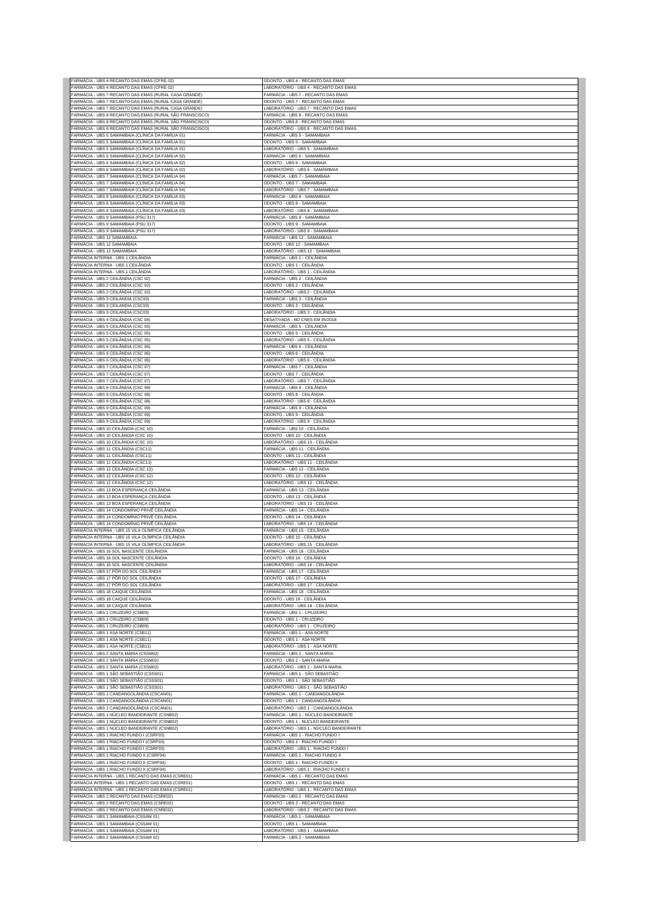| | |
|---|---|
| FARMÁCIA - UBS 4 RECANTO DAS EMAS (CFRE 02) | ODONTO - UBS 4 - RECANTO DAS EMAS |
| FARMÁCIA - UBS 4 RECANTO DAS EMAS (CFRE 02) | LABORATÓRIO - UBS 4 - RECANTO DAS EMAS |
| FARMÁCIA - UBS 7 RECANTO DAS EMAS (RURAL CASA GRANDE) | FARMÁCIA - UBS 7 - RECANTO DAS EMAS |
| FARMÁCIA - UBS 7 RECANTO DAS EMAS (RURAL CASA GRANDE) | ODONTO - UBS 7 - RECANTO DAS EMAS |
| FARMÁCIA - UBS 7 RECANTO DAS EMAS (RURAL CASA GRANDE) | LABORATÓRIO - UBS 7 - RECANTO DAS EMAS |
| FARMÁCIA - UBS 8 RECANTO DAS EMAS (RURAL SÃO FRANSCISCO) | FARMÁCIA - UBS 8 - RECANTO DAS EMAS |
| FARMÁCIA - UBS 8 RECANTO DAS EMAS (RURAL SÃO FRANSCISCO) | ODONTO - UBS 8 - RECANTO DAS EMAS |
| FARMÁCIA - UBS 8 RECANTO DAS EMAS (RURAL SÃO FRANSCISCO) | LABORATÓRIO - UBS 8 - RECANTO DAS EMAS |
| FARMÁCIA - UBS 5 SAMAMBAIA (CLÍNICA DA FAMÍLIA 01) | FARMÁCIA - UBS 5 - SAMAMBAIA |
| FARMÁCIA - UBS 5 SAMAMBAIA (CLÍNICA DA FAMÍLIA 01) | ODONTO - UBS 5 - SAMAMBAIA |
| FARMÁCIA - UBS 5 SAMAMBAIA (CLÍNICA DA FAMÍLIA 01) | LABORATÓRIO - UBS 5 - SAMAMBAIA |
| FARMÁCIA - UBS 6 SAMAMBAIA (CLÍNICA DA FAMÍLIA 02) | FARMÁCIA - UBS 6 - SAMAMBAIA |
| FARMÁCIA - UBS 6 SAMAMBAIA (CLÍNICA DA FAMÍLIA 02) | ODONTO - UBS 6 - SAMAMBAIA |
| FARMÁCIA - UBS 6 SAMAMBAIA (CLÍNICA DA FAMÍLIA 02) | LABORATÓRIO - UBS 6 - SAMAMBAIA |
| FARMÁCIA - UBS 7 SAMAMBAIA (CLÍNICA DA FAMÍLIA 04) | FARMÁCIA - UBS 7 - SAMAMBAIA |
| FARMÁCIA - UBS 7 SAMAMBAIA (CLÍNICA DA FAMÍLIA 04) | ODONTO - UBS 7 - SAMAMBAIA |
| FARMÁCIA - UBS 7 SAMAMBAIA (CLÍNICA DA FAMÍLIA 04) | LABORATÓRIO - UBS 7 - SAMAMBAIA |
| FARMÁCIA - UBS 8 SAMAMBAIA (CLÍNICA DA FAMÍLIA 03) | FARMÁCIA - UBS 8 - SAMAMBAIA |
| FARMÁCIA - UBS 8 SAMAMBAIA (CLÍNICA DA FAMÍLIA 03) | ODONTO - UBS 8 - SAMAMBAIA |
| FARMÁCIA - UBS 8 SAMAMBAIA (CLÍNICA DA FAMÍLIA 03) | LABORATÓRIO - UBS 8 - SAMAMBAIA |
| FARMÁCIA - UBS 9 SAMAMBAIA (PSU 317) | FARMÁCIA - UBS 9 - SAMAMBAIA |
| FARMÁCIA - UBS 9 SAMAMBAIA (PSU 317) | ODONTO - UBS 9 - SAMAMBAIA |
| FARMÁCIA - UBS 9 SAMAMBAIA (PSU 317) | LABORATÓRIO - UBS 9 - SAMAMBAIA |
| FARMÁCIA - UBS 12 SAMAMBAIA | FARMÁCIA - UBS 12 - SAMAMBAIA |
| FARMÁCIA - UBS 12 SAMAMBAIA | ODONTO - UBS 12 - SAMAMBAIA |
| FARMÁCIA - UBS 12 SAMAMBAIA | LABORATÓRIO - UBS 12 - SAMAMBAIA |
| FARMÁCIA INTERNA - UBS 1 CEILÂNDIA | FARMÁCIA - UBS 1 - CEILÂNDIA |
| FARMÁCIA INTERNA - UBS 1 CEILÂNDIA | ODONTO - UBS 1 - CEILÂNDIA |
| FARMÁCIA INTERNA - UBS 1 CEILÂNDIA | LABORATÓRIO - UBS 1 - CEILÂNDIA |
| FARMÁCIA - UBS 2 CEILÂNDIA (CSC 02) | FARMÁCIA - UBS 2 - CEILÂNDIA |
| FARMÁCIA - UBS 2 CEILÂNDIA (CSC 02) | ODONTO - UBS 2 - CEILÂNDIA |
| FARMÁCIA - UBS 2 CEILÂNDIA (CSC 02) | LABORATÓRIO - UBS 2 - CEILÂNDIA |
| FARMÁCIA - UBS 3 CEILANDIA (CSC03) | FARMÁCIA - UBS 3 - CEILÂNDIA |
| FARMÁCIA - UBS 3 CEILANDIA (CSC03) | ODONTO - UBS 3 - CEILÂNDIA |
| FARMÁCIA - UBS 3 CEILANDIA (CSC03) | LABORATÓRIO - UBS 3 - CEILÂNDIA |
| FARMÁCIA - UBS 4 CEILÂNDIA (CSC 04) | DESATIVADA - NO CNES EM 05/2018 |
| FARMÁCIA - UBS 5 CEILÂNDIA (CSC 05) | FARMÁCIA - UBS 5 - CEILÂNDIA |
| FARMÁCIA - UBS 5 CEILÂNDIA (CSC 05) | ODONTO - UBS 5 - CEILÂNDIA |
| FARMÁCIA - UBS 5 CEILÂNDIA (CSC 05) | LABORATÓRIO - UBS 5 - CEILÂNDIA |
| FARMÁCIA - UBS 6 CEILÂNDIA (CSC 06) | FARMÁCIA - UBS 6 - CEILÂNDIA |
| FARMÁCIA - UBS 6 CEILÂNDIA (CSC 06) | ODONTO - UBS 6 - CEILÂNDIA |
| FARMÁCIA - UBS 6 CEILÂNDIA (CSC 06) | LABORATÓRIO - UBS 6 - CEILÂNDIA |
| FARMÁCIA - UBS 7 CEILÂNDIA (CSC 07) | FARMÁCIA - UBS 7 - CEILÂNDIA |
| FARMÁCIA - UBS 7 CEILÂNDIA (CSC 07) | ODONTO - UBS 7 - CEILÂNDIA |
| FARMÁCIA - UBS 7 CEILÂNDIA (CSC 07) | LABORATÓRIO - UBS 7 - CEILÂNDIA |
| FARMÁCIA - UBS 8 CEILÂNDIA (CSC 08) | FARMÁCIA - UBS 8 - CEILÂNDIA |
| FARMÁCIA - UBS 8 CEILÂNDIA (CSC 08) | ODONTO - UBS 8 - CEILÂNDIA |
| FARMÁCIA - UBS 8 CEILÂNDIA (CSC 08) | LABORATÓRIO - UBS 8 - CEILÂNDIA |
| FARMÁCIA - UBS 9 CEILÂNDIA (CSC 09) | FARMÁCIA - UBS 9 - CEILÂNDIA |
| FARMÁCIA - UBS 9 CEILÂNDIA (CSC 09) | ODONTO - UBS 9 - CEILÂNDIA |
| FARMÁCIA - UBS 9 CEILÂNDIA (CSC 09) | LABORATÓRIO - UBS 9 - CEILÂNDIA |
| FARMÁCIA - UBS 10 CEILÂNDIA (CSC 10) | FARMÁCIA - UBS 10 - CEILÂNDIA |
| FARMÁCIA - UBS 10 CEILÂNDIA (CSC 10) | ODONTO - UBS 10 - CEILÂNDIA |
| FARMÁCIA - UBS 10 CEILÂNDIA (CSC 10) | LABORATÓRIO - UBS 10 - CEILÂNDIA |
| FARMÁCIA - UBS 11 CEILÂNDIA (CSC11) | FARMÁCIA - UBS 11 - CEILÂNDIA |
| FARMÁCIA - UBS 11 CEILÂNDIA (CSC11) | ODONTO - UBS 11 - CEILÂNDIA |
| FARMÁCIA - UBS 11 CEILÂNDIA (CSC11) | LABORATÓRIO - UBS 11 - CEILÂNDIA |
| FARMÁCIA - UBS 12 CEILÂNDIA (CSC 12) | FARMÁCIA - UBS 12 - CEILÂNDIA |
| FARMÁCIA - UBS 12 CEILÂNDIA (CSC 12) | ODONTO - UBS 12 - CEILÂNDIA |
| FARMÁCIA - UBS 12 CEILÂNDIA (CSC 12) | LABORATÓRIO - UBS 12 - CEILÂNDIA |
| FARMÁCIA - UBS 13 BOA ESPERANÇA CEILÂNDIA | FARMÁCIA - UBS 13 - CEILÂNDIA |
| FARMÁCIA - UBS 13 BOA ESPERANÇA CEILÂNDIA | ODONTO - UBS 13 - CEILÂNDIA |
| FARMÁCIA - UBS 13 BOA ESPERANÇA CEILÂNDIA | LABORATÓRIO - UBS 13 - CEILÂNDIA |
| FARMÁCIA - UBS 14 CONDOMÍNIO PRIVÊ CEILÂNDIA | FARMÁCIA - UBS 14 - CEILÂNDIA |
| FARMÁCIA - UBS 14 CONDOMÍNIO PRIVÊ CEILÂNDIA | ODONTO - UBS 14 - CEILÂNDIA |
| FARMÁCIA - UBS 14 CONDOMÍNIO PRIVÊ CEILÂNDIA | LABORATÓRIO - UBS 14 - CEILÂNDIA |
| FARMÁCIA INTERNA - UBS 15 VILA OLÍMPICA CEILÂNDIA | FARMÁCIA - UBS 15 - CEILÂNDIA |
| FARMÁCIA INTERNA - UBS 15 VILA OLÍMPICA CEILÂNDIA | ODONTO - UBS 15 - CEILÂNDIA |
| FARMÁCIA INTERNA - UBS 15 VILA OLÍMPICA CEILÂNDIA | LABORATÓRIO - UBS 15 - CEILÂNDIA |
| FARMÁCIA - UBS 16 SOL NASCENTE CEILÂNDIA | FARMÁCIA - UBS 16 - CEILÂNDIA |
| FARMÁCIA - UBS 16 SOL NASCENTE CEILÂNDIA | ODONTO - UBS 16 - CEILÂNDIA |
| FARMÁCIA - UBS 16 SOL NASCENTE CEILÂNDIA | LABORATÓRIO - UBS 16 - CEILÂNDIA |
| FARMÁCIA - UBS 17 PÔR DO SOL CEILÂNDIA | FARMÁCIA - UBS 17 - CEILÂNDIA |
| FARMÁCIA - UBS 17 PÔR DO SOL CEILÂNDIA | ODONTO - UBS 17 - CEILÂNDIA |
| FARMÁCIA - UBS 17 PÔR DO SOL CEILÂNDIA | LABORATÓRIO - UBS 17 - CEILÂNDIA |
| FARMÁCIA - UBS 18 CAIQUE CEILÂNDIA | FARMÁCIA - UBS 18 - CEILÂNDIA |
| FARMÁCIA - UBS 18 CAIQUE CEILÂNDIA | ODONTO - UBS 18 - CEILÂNDIA |
| FARMÁCIA - UBS 18 CAIQUE CEILÂNDIA | LABORATÓRIO - UBS 18 - CEILÂNDIA |
| FARMÁCIA - UBS 1 CRUZEIRO (CSB09) | FARMÁCIA - UBS 1 - CRUZEIRO |
| FARMÁCIA - UBS 1 CRUZEIRO (CSB09) | ODONTO - UBS 1 - CRUZEIRO |
| FARMÁCIA - UBS 1 CRUZEIRO (CSB09) | LABORATÓRIO - UBS 1 - CRUZEIRO |
| FARMÁCIA - UBS 1 ASA NORTE (CSB11) | FARMÁCIA - UBS 1 - ASA NORTE |
| FARMÁCIA - UBS 1 ASA NORTE (CSB11) | ODONTO - UBS 1 - ASA NORTE |
| FARMÁCIA - UBS 1 ASA NORTE (CSB11) | LABORATÓRIO - UBS 1 - ASA NORTE |
| FARMÁCIA - UBS 2 SANTA MARIA (CSSM02) | FARMÁCIA - UBS 2 - SANTA MARIA |
| FARMÁCIA - UBS 2 SANTA MARIA (CSSM02) | ODONTO - UBS 2 - SANTA MARIA |
| FARMÁCIA - UBS 2 SANTA MARIA (CSSM02) | LABORATÓRIO - UBS 2 - SANTA MARIA |
| FARMÁCIA - UBS 1 SÃO SEBASTIÃO (CSSS01) | FARMÁCIA - UBS 1 - SÃO SEBASTIÃO |
| FARMÁCIA - UBS 1 SÃO SEBASTIÃO (CSSS01) | ODONTO - UBS 1 - SÃO SEBASTIÃO |
| FARMÁCIA - UBS 1 SÃO SEBASTIÃO (CSSS01) | LABORATÓRIO - UBS 1 - SÃO SEBASTIÃO |
| FARMÁCIA - UBS 1 CANDANGOLÂNDIA (CSCAN01) | FARMÁCIA - UBS 1 - CANDANGOLÂNDIA |
| FARMÁCIA - UBS 1 CANDANGOLÂNDIA (CSCAN01) | ODONTO - UBS 1 - CANDANGOLÂNDIA |
| FARMÁCIA - UBS 1 CANDANGOLÂNDIA (CSCAN01) | LABORATÓRIO - UBS 1 - CANDANGOLÂNDIA |
| FARMÁCIA - UBS 1 NÚCLEO BANDEIRANTE (CSNB02) | FARMÁCIA - UBS 1 - NÚCLEO BANDEIRANTE |
| FARMÁCIA - UBS 1 NÚCLEO BANDEIRANTE (CSNB02) | ODONTO - UBS 1 - NÚCLEO BANDEIRANTE |
| FARMÁCIA - UBS 1 NÚCLEO BANDEIRANTE (CSNB02) | LABORATÓRIO - UBS 1 - NÚCLEO BANDEIRANTE |
| FARMÁCIA - UBS 1 RIACHO FUNDO I (CSRF03) | FARMÁCIA - UBS 1 - RIACHO FUNDO I |
| FARMÁCIA - UBS 1 RIACHO FUNDO I (CSRF03) | ODONTO - UBS 1 - RIACHO FUNDO I |
| FARMÁCIA - UBS 1 RIACHO FUNDO I (CSRF03) | LABORATÓRIO - UBS 1 - RIACHO FUNDO I |
| FARMÁCIA - UBS 1 RIACHO FUNDO II (CSRF04) | FARMÁCIA - UBS 1 - RIACHO FUNDO II |
| FARMÁCIA - UBS 1 RIACHO FUNDO II (CSRF04) | ODONTO - UBS 1 - RIACHO FUNDO II |
| FARMÁCIA - UBS 1 RIACHO FUNDO II (CSRF04) | LABORATÓRIO - UBS 1 - RIACHO FUNDO II |
| FARMÁCIA INTERNA - UBS 1 RECANTO DAS EMAS (CSRE01) | FARMÁCIA - UBS 1 - RECANTO DAS EMAS |
| FARMÁCIA INTERNA - UBS 1 RECANTO DAS EMAS (CSRE01) | ODONTO - UBS 1 - RECANTO DAS EMAS |
| FARMÁCIA INTERNA - UBS 1 RECANTO DAS EMAS (CSRE01) | LABORATÓRIO - UBS 1 - RECANTO DAS EMAS |
| FARMÁCIA - UBS 2 RECANTO DAS EMAS (CSRE02) | FARMÁCIA - UBS 2 - RECANTO DAS EMAS |
| FARMÁCIA - UBS 2 RECANTO DAS EMAS (CSRE02) | ODONTO - UBS 2 - RECANTO DAS EMAS |
| FARMÁCIA - UBS 2 RECANTO DAS EMAS (CSRE02) | LABORATÓRIO - UBS 2 - RECANTO DAS EMAS |
| FARMÁCIA - UBS 1 SAMAMBAIA (CSSAM 01) | FARMÁCIA - UBS 1 - SAMAMBAIA |
| FARMÁCIA - UBS 1 SAMAMBAIA (CSSAM 01) | ODONTO - UBS 1 - SAMAMBAIA |
| FARMÁCIA - UBS 1 SAMAMBAIA (CSSAM 01) | LABORATÓRIO - UBS 1 - SAMAMBAIA |
| FARMÁCIA - UBS 2 SAMAMBAIA (CSSAM 02) | FARMÁCIA - UBS 2 - SAMAMBAIA |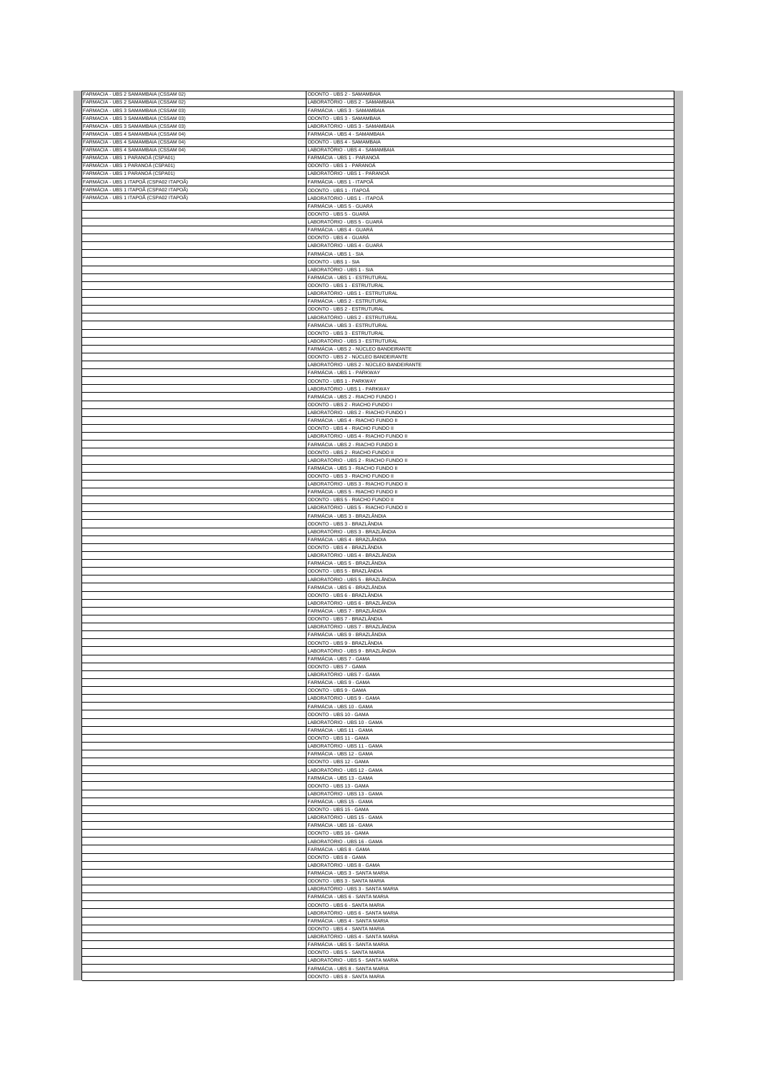| | |
|---|---|
| FARMACIA - UBS 2 SAMAMBAIA (CSSAM 02) | ODONTO - UBS 2 - SAMAMBAIA |
| FARMACIA - UBS 2 SAMAMBAIA (CSSAM 02) | LABORATÓRIO - UBS 2 - SAMAMBAIA |
| FARMACIA - UBS 3 SAMAMBAIA (CSSAM 03) | FARMÁCIA - UBS 3 - SAMAMBAIA |
| FARMACIA - UBS 3 SAMAMBAIA (CSSAM 03) | ODONTO - UBS 3 - SAMAMBAIA |
| FARMACIA - UBS 3 SAMAMBAIA (CSSAM 03) | LABORATÓRIO - UBS 3 - SAMAMBAIA |
| FARMACIA - UBS 4 SAMAMBAIA (CSSAM 04) | FARMÁCIA - UBS 4 - SAMAMBAIA |
| FARMACIA - UBS 4 SAMAMBAIA (CSSAM 04) | ODONTO - UBS 4 - SAMAMBAIA |
| FARMACIA - UBS 4 SAMAMBAIA (CSSAM 04) | LABORATÓRIO - UBS 4 - SAMAMBAIA |
| FARMÁCIA - UBS 1 PARANOÁ (CSPA01) | FARMÁCIA - UBS 1 - PARANOÁ |
| FARMÁCIA - UBS 1 PARANOÁ (CSPA01) | ODONTO - UBS 1 - PARANOÁ |
| FARMÁCIA - UBS 1 PARANOÁ (CSPA01) | LABORATÓRIO - UBS 1 - PARANOÁ |
| FARMÁCIA - UBS 1 ITAPOÃ (CSPA02 ITAPOÃ) | FARMÁCIA - UBS 1 - ITAPOÃ |
| FARMÁCIA - UBS 1 ITAPOÃ (CSPA02 ITAPOÃ) | ODONTO - UBS 1 - ITAPOÃ |
| FARMÁCIA - UBS 1 ITAPOÃ (CSPA02 ITAPOÃ) | LABORATÓRIO - UBS 1 - ITAPOÃ |
| | FARMÁCIA - UBS 5 - GUARÁ |
| | ODONTO - UBS 5 - GUARÁ |
| | LABORATÓRIO - UBS 5 - GUARÁ |
| | FARMÁCIA - UBS 4 - GUARÁ |
| | ODONTO - UBS 4 - GUARÁ |
| | LABORATÓRIO - UBS 4 - GUARÁ |
| | FARMÁCIA - UBS 1 - SIA |
| | ODONTO - UBS 1 - SIA |
| | LABORATÓRIO - UBS 1 - SIA |
| | FARMÁCIA - UBS 1 - ESTRUTURAL |
| | ODONTO - UBS 1 - ESTRUTURAL |
| | LABORATÓRIO - UBS 1 - ESTRUTURAL |
| | FARMÁCIA - UBS 2 - ESTRUTURAL |
| | ODONTO - UBS 2 - ESTRUTURAL |
| | LABORATÓRIO - UBS 2 - ESTRUTURAL |
| | FARMÁCIA - UBS 3 - ESTRUTURAL |
| | ODONTO - UBS 3 - ESTRUTURAL |
| | LABORATÓRIO - UBS 3 - ESTRUTURAL |
| | FARMÁCIA - UBS 2 - NÚCLEO BANDEIRANTE |
| | ODONTO - UBS 2 - NÚCLEO BANDEIRANTE |
| | LABORATÓRIO - UBS 2 - NÚCLEO BANDEIRANTE |
| | FARMÁCIA - UBS 1 - PARKWAY |
| | ODONTO - UBS 1 - PARKWAY |
| | LABORATÓRIO - UBS 1 - PARKWAY |
| | FARMÁCIA - UBS 2 - RIACHO FUNDO I |
| | ODONTO - UBS 2 - RIACHO FUNDO I |
| | LABORATÓRIO - UBS 2 - RIACHO FUNDO I |
| | FARMÁCIA - UBS 4 - RIACHO FUNDO II |
| | ODONTO - UBS 4 - RIACHO FUNDO II |
| | LABORATÓRIO - UBS 4 - RIACHO FUNDO II |
| | FARMÁCIA - UBS 2 - RIACHO FUNDO II |
| | ODONTO - UBS 2 - RIACHO FUNDO II |
| | LABORATÓRIO - UBS 2 - RIACHO FUNDO II |
| | FARMÁCIA - UBS 3 - RIACHO FUNDO II |
| | ODONTO - UBS 3 - RIACHO FUNDO II |
| | LABORATÓRIO - UBS 3 - RIACHO FUNDO II |
| | FARMÁCIA - UBS 5 - RIACHO FUNDO II |
| | ODONTO - UBS 5 - RIACHO FUNDO II |
| | LABORATÓRIO - UBS 5 - RIACHO FUNDO II |
| | FARMÁCIA - UBS 3 - BRAZLÂNDIA |
| | ODONTO - UBS 3 - BRAZLÂNDIA |
| | LABORATÓRIO - UBS 3 - BRAZLÂNDIA |
| | FARMÁCIA - UBS 4 - BRAZLÂNDIA |
| | ODONTO - UBS 4 - BRAZLÂNDIA |
| | LABORATÓRIO - UBS 4 - BRAZLÂNDIA |
| | FARMÁCIA - UBS 5 - BRAZLÂNDIA |
| | ODONTO - UBS 5 - BRAZLÂNDIA |
| | LABORATÓRIO - UBS 5 - BRAZLÂNDIA |
| | FARMÁCIA - UBS 6 - BRAZLÂNDIA |
| | ODONTO - UBS 6 - BRAZLÂNDIA |
| | LABORATÓRIO - UBS 6 - BRAZLÂNDIA |
| | FARMÁCIA - UBS 7 - BRAZLÂNDIA |
| | ODONTO - UBS 7 - BRAZLÂNDIA |
| | LABORATÓRIO - UBS 7 - BRAZLÂNDIA |
| | FARMÁCIA - UBS 9 - BRAZLÂNDIA |
| | ODONTO - UBS 9 - BRAZLÂNDIA |
| | LABORATÓRIO - UBS 9 - BRAZLÂNDIA |
| | FARMÁCIA - UBS 7 - GAMA |
| | ODONTO - UBS 7 - GAMA |
| | LABORATÓRIO - UBS 7 - GAMA |
| | FARMÁCIA - UBS 9 - GAMA |
| | ODONTO - UBS 9 - GAMA |
| | LABORATÓRIO - UBS 9 - GAMA |
| | FARMÁCIA - UBS 10 - GAMA |
| | ODONTO - UBS 10 - GAMA |
| | LABORATÓRIO - UBS 10 - GAMA |
| | FARMÁCIA - UBS 11 - GAMA |
| | ODONTO - UBS 11 - GAMA |
| | LABORATÓRIO - UBS 11 - GAMA |
| | FARMÁCIA - UBS 12 - GAMA |
| | ODONTO - UBS 12 - GAMA |
| | LABORATÓRIO - UBS 12 - GAMA |
| | FARMÁCIA - UBS 13 - GAMA |
| | ODONTO - UBS 13 - GAMA |
| | LABORATÓRIO - UBS 13 - GAMA |
| | FARMÁCIA - UBS 15 - GAMA |
| | ODONTO - UBS 15 - GAMA |
| | LABORATÓRIO - UBS 15 - GAMA |
| | FARMÁCIA - UBS 16 - GAMA |
| | ODONTO - UBS 16 - GAMA |
| | LABORATÓRIO - UBS 16 - GAMA |
| | FARMÁCIA - UBS 8 - GAMA |
| | ODONTO - UBS 8 - GAMA |
| | LABORATÓRIO - UBS 8 - GAMA |
| | FARMÁCIA - UBS 3 - SANTA MARIA |
| | ODONTO - UBS 3 - SANTA MARIA |
| | LABORATÓRIO - UBS 3 - SANTA MARIA |
| | FARMÁCIA - UBS 6 - SANTA MARIA |
| | ODONTO - UBS 6 - SANTA MARIA |
| | LABORATÓRIO - UBS 6 - SANTA MARIA |
| | FARMÁCIA - UBS 4 - SANTA MARIA |
| | ODONTO - UBS 4 - SANTA MARIA |
| | LABORATÓRIO - UBS 4 - SANTA MARIA |
| | FARMÁCIA - UBS 5 - SANTA MARIA |
| | ODONTO - UBS 5 - SANTA MARIA |
| | LABORATÓRIO - UBS 5 - SANTA MARIA |
| | FARMÁCIA - UBS 8 - SANTA MARIA |
| | ODONTO - UBS 8 - SANTA MARIA |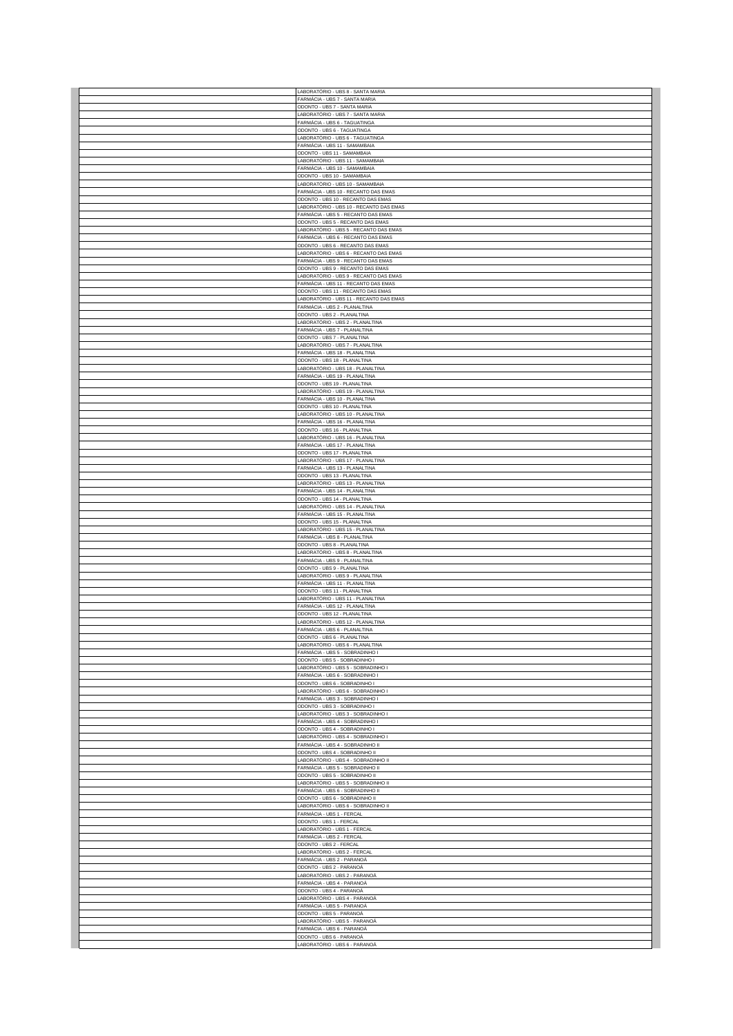| | |
|---|---|
| | LABORATÓRIO - UBS 8 - SANTA MARIA |
| | FARMÁCIA - UBS 7 - SANTA MARIA |
| | ODONTO - UBS 7 - SANTA MARIA |
| | LABORATÓRIO - UBS 7 - SANTA MARIA |
| | FARMÁCIA - UBS 6 - TAGUATINGA |
| | ODONTO - UBS 6 - TAGUATINGA |
| | LABORATÓRIO - UBS 6 - TAGUATINGA |
| | FARMÁCIA - UBS 11 - SAMAMBAIA |
| | ODONTO - UBS 11 - SAMAMBAIA |
| | LABORATÓRIO - UBS 11 - SAMAMBAIA |
| | FARMÁCIA - UBS 10 - SAMAMBAIA |
| | ODONTO - UBS 10 - SAMAMBAIA |
| | LABORATÓRIO - UBS 10 - SAMAMBAIA |
| | FARMÁCIA - UBS 10 - RECANTO DAS EMAS |
| | ODONTO - UBS 10 - RECANTO DAS EMAS |
| | LABORATÓRIO - UBS 10 - RECANTO DAS EMAS |
| | FARMÁCIA - UBS 5 - RECANTO DAS EMAS |
| | ODONTO - UBS 5 - RECANTO DAS EMAS |
| | LABORATÓRIO - UBS 5 - RECANTO DAS EMAS |
| | FARMÁCIA - UBS 6 - RECANTO DAS EMAS |
| | ODONTO - UBS 6 - RECANTO DAS EMAS |
| | LABORATÓRIO - UBS 6 - RECANTO DAS EMAS |
| | FARMÁCIA - UBS 9 - RECANTO DAS EMAS |
| | ODONTO - UBS 9 - RECANTO DAS EMAS |
| | LABORATÓRIO - UBS 9 - RECANTO DAS EMAS |
| | FARMÁCIA - UBS 11 - RECANTO DAS EMAS |
| | ODONTO - UBS 11 - RECANTO DAS EMAS |
| | LABORATÓRIO - UBS 11 - RECANTO DAS EMAS |
| | FARMÁCIA - UBS 2 - PLANALTINA |
| | ODONTO - UBS 2 - PLANALTINA |
| | LABORATÓRIO - UBS 2 - PLANALTINA |
| | FARMÁCIA - UBS 7 - PLANALTINA |
| | ODONTO - UBS 7 - PLANALTINA |
| | LABORATÓRIO - UBS 7 - PLANALTINA |
| | FARMÁCIA - UBS 18 - PLANALTINA |
| | ODONTO - UBS 18 - PLANALTINA |
| | LABORATÓRIO - UBS 18 - PLANALTINA |
| | FARMÁCIA - UBS 19 - PLANALTINA |
| | ODONTO - UBS 19 - PLANALTINA |
| | LABORATÓRIO - UBS 19 - PLANALTINA |
| | FARMÁCIA - UBS 10 - PLANALTINA |
| | ODONTO - UBS 10 - PLANALTINA |
| | LABORATÓRIO - UBS 10 - PLANALTINA |
| | FARMÁCIA - UBS 16 - PLANALTINA |
| | ODONTO - UBS 16 - PLANALTINA |
| | LABORATÓRIO - UBS 16 - PLANALTINA |
| | FARMÁCIA - UBS 17 - PLANALTINA |
| | ODONTO - UBS 17 - PLANALTINA |
| | LABORATÓRIO - UBS 17 - PLANALTINA |
| | FARMÁCIA - UBS 13 - PLANALTINA |
| | ODONTO - UBS 13 - PLANALTINA |
| | LABORATÓRIO - UBS 13 - PLANALTINA |
| | FARMÁCIA - UBS 14 - PLANALTINA |
| | ODONTO - UBS 14 - PLANALTINA |
| | LABORATÓRIO - UBS 14 - PLANALTINA |
| | FARMÁCIA - UBS 15 - PLANALTINA |
| | ODONTO - UBS 15 - PLANALTINA |
| | LABORATÓRIO - UBS 15 - PLANALTINA |
| | FARMÁCIA - UBS 8 - PLANALTINA |
| | ODONTO - UBS 8 - PLANALTINA |
| | LABORATÓRIO - UBS 8 - PLANALTINA |
| | FARMÁCIA - UBS 9 - PLANALTINA |
| | ODONTO - UBS 9 - PLANALTINA |
| | LABORATÓRIO - UBS 9 - PLANALTINA |
| | FARMÁCIA - UBS 11 - PLANALTINA |
| | ODONTO - UBS 11 - PLANALTINA |
| | LABORATÓRIO - UBS 11 - PLANALTINA |
| | FARMÁCIA - UBS 12 - PLANALTINA |
| | ODONTO - UBS 12 - PLANALTINA |
| | LABORATÓRIO - UBS 12 - PLANALTINA |
| | FARMÁCIA - UBS 6 - PLANALTINA |
| | ODONTO - UBS 6 - PLANALTINA |
| | LABORATÓRIO - UBS 6 - PLANALTINA |
| | FARMÁCIA - UBS 5 - SOBRADINHO I |
| | ODONTO - UBS 5 - SOBRADINHO I |
| | LABORATÓRIO - UBS 5 - SOBRADINHO I |
| | FARMÁCIA - UBS 6 - SOBRADINHO I |
| | ODONTO - UBS 6 - SOBRADINHO I |
| | LABORATÓRIO - UBS 6 - SOBRADINHO I |
| | FARMÁCIA - UBS 3 - SOBRADINHO I |
| | ODONTO - UBS 3 - SOBRADINHO I |
| | LABORATÓRIO - UBS 3 - SOBRADINHO I |
| | FARMÁCIA - UBS 4 - SOBRADINHO I |
| | ODONTO - UBS 4 - SOBRADINHO I |
| | LABORATÓRIO - UBS 4 - SOBRADINHO I |
| | FARMÁCIA - UBS 4 - SOBRADINHO II |
| | ODONTO - UBS 4 - SOBRADINHO II |
| | LABORATÓRIO - UBS 4 - SOBRADINHO II |
| | FARMÁCIA - UBS 5 - SOBRADINHO II |
| | ODONTO - UBS 5 - SOBRADINHO II |
| | LABORATÓRIO - UBS 5 - SOBRADINHO II |
| | FARMÁCIA - UBS 6 - SOBRADINHO II |
| | ODONTO - UBS 6 - SOBRADINHO II |
| | LABORATÓRIO - UBS 6 - SOBRADINHO II |
| | FARMÁCIA - UBS 1 - FERCAL |
| | ODONTO - UBS 1 - FERCAL |
| | LABORATÓRIO - UBS 1 - FERCAL |
| | FARMÁCIA - UBS 2 - FERCAL |
| | ODONTO - UBS 2 - FERCAL |
| | LABORATÓRIO - UBS 2 - FERCAL |
| | FARMÁCIA - UBS 2 - PARANOÁ |
| | ODONTO - UBS 2 - PARANOÁ |
| | LABORATÓRIO - UBS 2 - PARANOÁ |
| | FARMÁCIA - UBS 4 - PARANOÁ |
| | ODONTO - UBS 4 - PARANOÁ |
| | LABORATÓRIO - UBS 4 - PARANOÁ |
| | FARMÁCIA - UBS 5 - PARANOÁ |
| | ODONTO - UBS 5 - PARANOÁ |
| | LABORATÓRIO - UBS 5 - PARANOÁ |
| | FARMÁCIA - UBS 6 - PARANOÁ |
| | ODONTO - UBS 6 - PARANOÁ |
| | LABORATÓRIO - UBS 6 - PARANOÁ |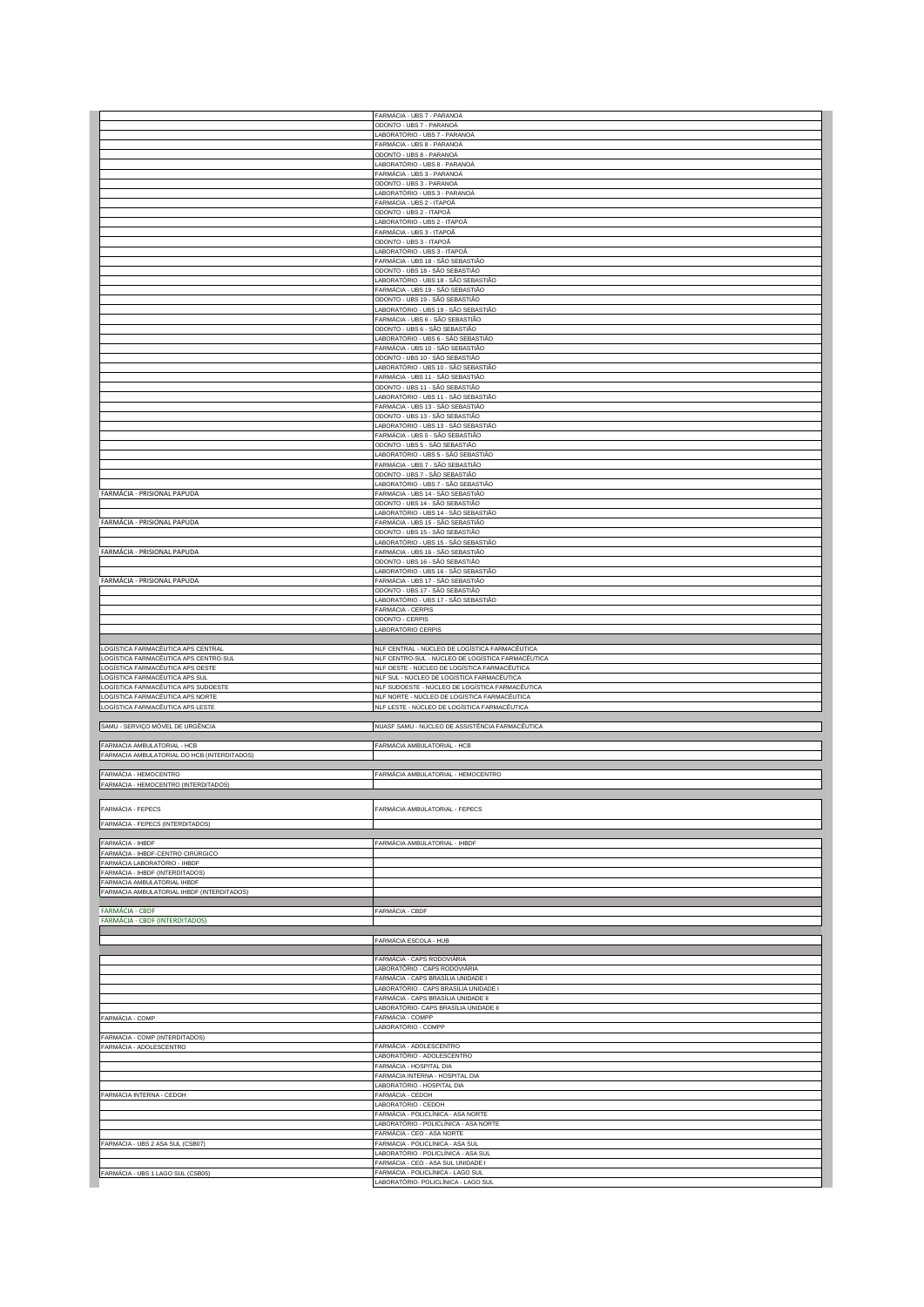| | |
|---|---|
| | FARMÁCIA - UBS 7 - PARANOÁ |
| | ODONTO - UBS 7 - PARANOÁ |
| | LABORATÓRIO - UBS 7 - PARANOÁ |
| | FARMÁCIA - UBS 8 - PARANOÁ |
| | ODONTO - UBS 8 - PARANOÁ |
| | LABORATÓRIO - UBS 8 - PARANOÁ |
| | FARMÁCIA - UBS 3 - PARANOÁ |
| | ODONTO - UBS 3 - PARANOÁ |
| | LABORATÓRIO - UBS 3 - PARANOÁ |
| | FARMÁCIA - UBS 2 - ITAPOÃ |
| | ODONTO - UBS 2 - ITAPOÃ |
| | LABORATÓRIO - UBS 2 - ITAPOÃ |
| | FARMÁCIA - UBS 3 - ITAPOÃ |
| | ODONTO - UBS 3 - ITAPOÃ |
| | LABORATÓRIO - UBS 3 - ITAPOÃ |
| | FARMÁCIA - UBS 18 - SÃO SEBASTIÃO |
| | ODONTO - UBS 18 - SÃO SEBASTIÃO |
| | LABORATÓRIO - UBS 18 - SÃO SEBASTIÃO |
| | FARMÁCIA - UBS 19 - SÃO SEBASTIÃO |
| | ODONTO - UBS 19 - SÃO SEBASTIÃO |
| | LABORATÓRIO - UBS 19 - SÃO SEBASTIÃO |
| | FARMÁCIA - UBS 6 - SÃO SEBASTIÃO |
| | ODONTO - UBS 6 - SÃO SEBASTIÃO |
| | LABORATÓRIO - UBS 6 - SÃO SEBASTIÃO |
| | FARMÁCIA - UBS 10 - SÃO SEBASTIÃO |
| | ODONTO - UBS 10 - SÃO SEBASTIÃO |
| | LABORATÓRIO - UBS 10 - SÃO SEBASTIÃO |
| | FARMÁCIA - UBS 11 - SÃO SEBASTIÃO |
| | ODONTO - UBS 11 - SÃO SEBASTIÃO |
| | LABORATÓRIO - UBS 11 - SÃO SEBASTIÃO |
| | FARMÁCIA - UBS 13 - SÃO SEBASTIÃO |
| | ODONTO - UBS 13 - SÃO SEBASTIÃO |
| | LABORATÓRIO - UBS 13 - SÃO SEBASTIÃO |
| | FARMÁCIA - UBS 5 - SÃO SEBASTIÃO |
| | ODONTO - UBS 5 - SÃO SEBASTIÃO |
| | LABORATÓRIO - UBS 5 - SÃO SEBASTIÃO |
| | FARMÁCIA - UBS 7 - SÃO SEBASTIÃO |
| | ODONTO - UBS 7 - SÃO SEBASTIÃO |
| | LABORATÓRIO - UBS 7 - SÃO SEBASTIÃO |
| FARMÁCIA - PRISIONAL PAPUDA | FARMÁCIA - UBS 14 - SÃO SEBASTIÃO |
| | ODONTO - UBS 14 - SÃO SEBASTIÃO |
| | LABORATÓRIO - UBS 14 - SÃO SEBASTIÃO |
| FARMÁCIA - PRISIONAL PAPUDA | FARMÁCIA - UBS 15 - SÃO SEBASTIÃO |
| | ODONTO - UBS 15 - SÃO SEBASTIÃO |
| | LABORATÓRIO - UBS 15 - SÃO SEBASTIÃO |
| FARMÁCIA - PRISIONAL PAPUDA | FARMÁCIA - UBS 16 - SÃO SEBASTIÃO |
| | ODONTO - UBS 16 - SÃO SEBASTIÃO |
| | LABORATÓRIO - UBS 16 - SÃO SEBASTIÃO |
| FARMÁCIA - PRISIONAL PAPUDA | FARMÁCIA - UBS 17 - SÃO SEBASTIÃO |
| | ODONTO - UBS 17 - SÃO SEBASTIÃO |
| | LABORATÓRIO - UBS 17 - SÃO SEBASTIÃO |
| | FARMÁCIA - CERPIS |
| | ODONTO - CERPIS |
| | LABORATÓRIO CERPIS |
| | |
| LOGÍSTICA FARMACÊUTICA APS CENTRAL | NLF CENTRAL - NÚCLEO DE LOGÍSTICA FARMACÊUTICA |
| LOGÍSTICA FARMACÊUTICA APS CENTRO-SUL | NLF CENTRO-SUL - NÚCLEO DE LOGÍSTICA FARMACÊUTICA |
| LOGÍSTICA FARMACÊUTICA APS OESTE | NLF OESTE - NÚCLEO DE LOGÍSTICA FARMACÊUTICA |
| LOGÍSTICA FARMACÊUTICA APS SUL | NLF SUL - NÚCLEO DE LOGÍSTICA FARMACÊUTICA |
| LOGÍSTICA FARMACÊUTICA APS SUDOESTE | NLF SUDOESTE - NÚCLEO DE LOGÍSTICA FARMACÊUTICA |
| LOGÍSTICA FARMACÊUTICA APS NORTE | NLF NORTE - NÚCLEO DE LOGÍSTICA FARMACÊUTICA |
| LOGÍSTICA FARMACÊUTICA APS LESTE | NLF LESTE - NÚCLEO DE LOGÍSTICA FARMACÊUTICA |
| | |
| SAMU - SERVIÇO MÓVEL DE URGÊNCIA | NUASF SAMU - NÚCLEO DE ASSISTÊNCIA FARMACÊUTICA |
| | |
| FARMACIA AMBULATORIAL - HCB | FARMÁCIA AMBULATORIAL - HCB |
| FARMACIA AMBULATORIAL DO HCB (INTERDITADOS) | |
| | |
| FARMÁCIA - HEMOCENTRO | FARMÁCIA AMBULATORIAL - HEMOCENTRO |
| FARMÁCIA - HEMOCENTRO (INTERDITADOS) | |
| | |
| FARMÁCIA - FEPECS | FARMÁCIA AMBULATORIAL - FEPECS |
| FARMÁCIA - FEPECS (INTERDITADOS) | |
| | |
| FARMÁCIA - IHBDF | FARMÁCIA AMBULATORIAL - IHBDF |
| FARMÁCIA - IHBDF-CENTRO CIRÚRGICO | |
| FARMÁCIA LABORATÓRIO - IHBDF | |
| FARMÁCIA - IHBDF (INTERDITADOS) | |
| FARMACIA AMBULATORIAL IHBDF | |
| FARMACIA AMBULATORIAL IHBDF (INTERDITADOS) | |
| | |
| FARMÁCIA - CBDF | FARMÁCIA - CBDF |
| FARMÁCIA - CBDF (INTERDITADOS) | |
| | |
| | FARMÁCIA ESCOLA - HUB |
| | |
| | FARMÁCIA - CAPS RODOVIÁRIA |
| | LABORATÓRIO - CAPS RODOVIÁRIA |
| | FARMÁCIA - CAPS BRASÍLIA UNIDADE I |
| | LABORATÓRIO - CAPS BRASÍLIA UNIDADE I |
| | FARMÁCIA - CAPS BRASÍLIA UNIDADE II |
| | LABORATÓRIO- CAPS BRASÍLIA UNIDADE II |
| FARMÁCIA - COMP | FARMÁCIA - COMPP |
| | LABORATÓRIO - COMPP |
| FARMÁCIA - COMP (INTERDITADOS) | |
| FARMÁCIA - ADOLESCENTRO | FARMÁCIA - ADOLESCENTRO |
| | LABORATÓRIO - ADOLESCENTRO |
| | FARMÁCIA - HOSPITAL DIA |
| | FARMÁCIA INTERNA - HOSPITAL DIA |
| | LABORATÓRIO - HOSPITAL DIA |
| FARMÁCIA INTERNA - CEDOH | FARMÁCIA - CEDOH |
| | LABORATÓRIO - CEDOH |
| | FARMÁCIA - POLICLÍNICA - ASA NORTE |
| | LABORATÓRIO - POLICLÍNICA - ASA NORTE |
| | FARMÁCIA - CEO - ASA NORTE |
| FARMÁCIA - UBS 2 ASA SUL (CSB07) | FARMÁCIA - POLICLÍNICA - ASA SUL |
| | LABORATÓRIO - POLICLÍNICA - ASA SUL |
| | FARMÁCIA - CEO - ASA SUL UNIDADE I |
| FARMÁCIA - UBS 1 LAGO SUL (CSB05) | FARMÁCIA - POLICLÍNICA - LAGO SUL |
| | LABORATÓRIO- POLICLÍNICA - LAGO SUL |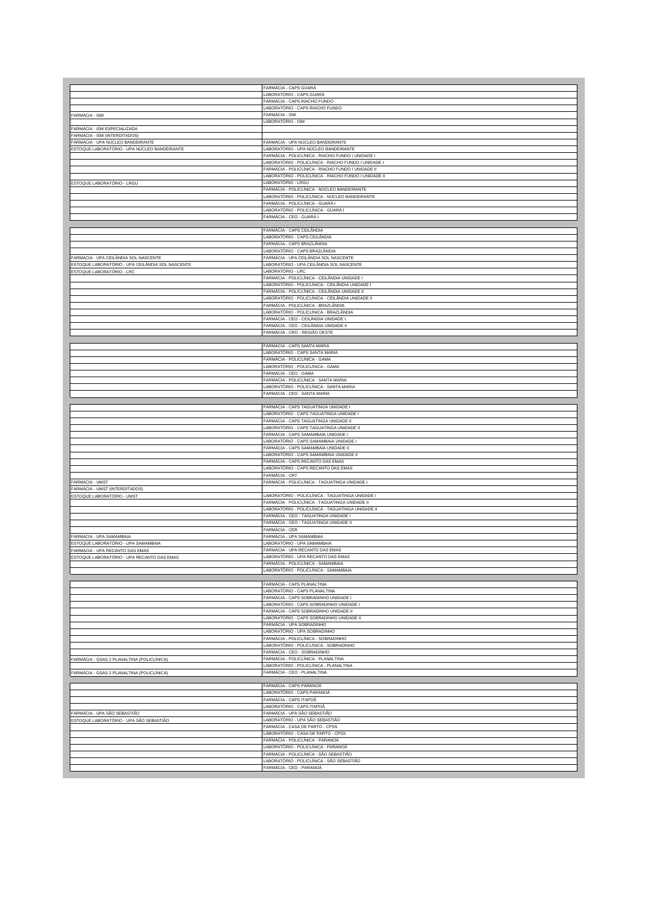| | |
|---|---|
| | FARMÁCIA - CAPS GUARÁ |
| | LABORATÓRIO - CAPS GUARÁ |
| | FARMÁCIA - CAPS RIACHO FUNDO |
| | LABORATÓRIO - CAPS RIACHO FUNDO |
| FARMÁCIA - ISM | FARMÁCIA - ISM |
| | LABORATÓRIO - ISM |
| FARMÁCIA - ISM ESPECIALIZADA | |
| FARMÁCIA - ISM (INTERDITADOS) | |
| FARMÁCIA - UPA NÚCLEO BANDEIRANTE | FARMÁCIA - UPA NÚCLEO BANDEIRANTE |
| ESTOQUE LABORATÓRIO - UPA NÚCLEO BANDEIRANTE | LABORATÓRIO - UPA NÚCLEO BANDEIRANTE |
| | FARMÁCIA - POLICLÍNICA - RIACHO FUNDO I UNIDADE I |
| | LABORATÓRIO - POLICLÍNICA - RIACHO FUNDO I UNIDADE I |
| | FARMÁCIA - POLICLÍNICA - RIACHO FUNDO I UNIDADE II |
| | LABORATÓRIO - POLICLÍNICA - RIACHO FUNDO I UNIDADE II |
| ESTOQUE LABORATÓRIO - LRGU | LABORATÓRIO - LRGU |
| | FARMÁCIA - POLICLÍNICA - NÚCLEO BANDEIRANTE |
| | LABORATÓRIO - POLICLÍNICA - NÚCLEO BANDEIRANTE |
| | FARMÁCIA - POLICLÍNICA - GUARÁ I |
| | LABORATÓRIO - POLICLÍNICA - GUARÁ I |
| | FARMÁCIA - CEO - GUARÁ I |

| | |
|---|---|
| | FARMÁCIA - CAPS CEILÂNDIA |
| | LABORATÓRIO - CAPS CEILÂNDIA |
| | FARMÁCIA - CAPS BRAZLÂNDIA |
| | LABORATÓRIO - CAPS BRAZLÂNDIA |
| FARMACIA - UPA CEILÂNDIA SOL NASCENTE | FARMÁCIA - UPA CEILÂNDIA SOL NASCENTE |
| ESTOQUE LABORATÓRIO - UPA CEILÂNDIA SOL NASCENTE | LABORATÓRIO - UPA CEILÂNDIA SOL NASCENTE |
| ESTOQUE LABORATÓRIO - LRC | LABORATÓRIO - LRC |
| | FARMÁCIA - POLICLÍNICA - CEILÂNDIA UNIDADE I |
| | LABORATÓRIO - POLICLÍNICA - CEILÂNDIA UNIDADE I |
| | FARMÁCIA - POLICLÍNICA - CEILÂNDIA UNIDADE II |
| | LABORATÓRIO - POLICLÍNICA - CEILÂNDIA UNIDADE II |
| | FARMÁCIA - POLICLÍNICA - BRAZLÂNDIA |
| | LABORATÓRIO - POLICLÍNICA - BRAZLÂNDIA |
| | FARMÁCIA - CEO - CEILÂNDIA UNIDADE I |
| | FARMÁCIA - CEO - CEILÂNDIA UNIDADE II |
| | FARMÁCIA - CRO - REGIÃO OESTE |

| | |
|---|---|
| | FARMÁCIA - CAPS SANTA MARIA |
| | LABORATÓRIO - CAPS SANTA MARIA |
| | FARMÁCIA - POLICLÍNICA - GAMA |
| | LABORATÓRIO - POLICLÍNICA - GAMA |
| | FARMÁCIA - CEO - GAMA |
| | FARMÁCIA - POLICLÍNICA - SANTA MARIA |
| | LABORATÓRIO - POLICLÍNICA - SANTA MARIA |
| | FARMÁCIA - CEO - SANTA MARIA |

| | |
|---|---|
| | FARMÁCIA - CAPS TAGUATINGA UNIDADE I |
| | LABORATÓRIO - CAPS TAGUATINGA UNIDADE I |
| | FARMÁCIA - CAPS TAGUATINGA UNIDADE II |
| | LABORATÓRIO - CAPS TAGUATINGA UNIDADE II |
| | FARMÁCIA - CAPS SAMAMBAIA UNIDADE I |
| | LABORATÓRIO - CAPS SAMAMBAIA UNIDADE I |
| | FARMÁCIA - CAPS SAMAMBAIA UNIDADE II |
| | LABORATÓRIO - CAPS SAMAMBAIA UNIDADE II |
| | FARMÁCIA - CAPS RECANTO DAS EMAS |
| | LABORATÓRIO - CAPS RECANTO DAS EMAS |
| | FARMÁCIA - CRT |
| FARMÁCIA - UMST | FARMÁCIA - POLICLÍNICA - TAGUATINGA UNIDADE I |
| FARMÁCIA - UMST (INTERDITADOS) | |
| ESTOQUE LABORATÓRIO - UMST | LABORATÓRIO - POLICLÍNICA - TAGUATINGA UNIDADE I |
| | FARMÁCIA - POLICLÍNICA - TAGUATINGA UNIDADE II |
| | LABORATÓRIO - POLICLÍNICA - TAGUATINGA UNIDADE II |
| | FARMÁCIA - CEO - TAGUATINGA UNIDADE I |
| | FARMÁCIA - CEO - TAGUATINGA UNIDADE II |
| | FARMÁCIA - CER |
| FARMACIA - UPA SAMAMBAIA | FARMÁCIA - UPA SAMAMBAIA |
| ESTOQUE LABORATÓRIO - UPA SAMAMBAIA | LABORATÓRIO - UPA SAMAMBAIA |
| FARMACIA - UPA RECANTO DAS EMAS | FARMÁCIA - UPA RECANTO DAS EMAS |
| ESTOQUE LABORATÓRIO - UPA RECANTO DAS EMAS | LABORATÓRIO - UPA RECANTO DAS EMAS |
| | FARMÁCIA - POLICLÍNICA - SAMAMBAIA |
| | LABORATÓRIO - POLICLÍNICA - SAMAMBAIA |

| | |
|---|---|
| | FARMÁCIA - CAPS PLANALTINA |
| | LABORATÓRIO - CAPS PLANALTINA |
| | FARMÁCIA - CAPS SOBRADINHO UNIDADE I |
| | LABORATÓRIO - CAPS SOBRADINHO UNIDADE I |
| | FARMÁCIA - CAPS SOBRADINHO UNIDADE II |
| | LABORATÓRIO - CAPS SOBRADINHO UNIDADE II |
| | FARMÁCIA - UPA SOBRADINHO |
| | LABORATÓRIO - UPA SOBRADINHO |
| | FARMÁCIA - POLICLÍNICA - SOBRADINHO |
| | LABORATÓRIO - POLICLÍNICA - SOBRADINHO |
| | FARMÁCIA - CEO - SOBRADINHO |
| FARMÁCIA - GSAS 2 PLANALTINA (POLICLÍNICA) | FARMÁCIA - POLICLÍNICA - PLANALTINA |
| | LABORATÓRIO - POLICLÍNICA - PLANALTINA |
| FARMÁCIA - GSAS 2 PLANALTINA (POLICLÍNICA) | FARMÁCIA - CEO - PLANALTINA |

| | |
|---|---|
| | FARMÁCIA - CAPS PARANOÁ |
| | LABORATÓRIO - CAPS PARANOÁ |
| | FARMÁCIA - CAPS ITAPOÃ |
| | LABORATÓRIO - CAPS ITAPOÃ |
| FARMÁCIA - UPA SÃO SEBASTIÃO | FARMÁCIA - UPA SÃO SEBASTIÃO |
| ESTOQUE LABORATÓRIO - UPA SÃO SEBASTIÃO | LABORATÓRIO - UPA SÃO SEBASTIÃO |
| | FARMÁCIA - CASA DE PARTO - CPSS |
| | LABORATÓRIO - CASA DE PARTO - CPSS |
| | FARMÁCIA - POLICLÍNICA - PARANOÁ |
| | LABORATÓRIO - POLICLÍNICA - PARANOÁ |
| | FARMÁCIA - POLICLÍNICA - SÃO SEBASTIÃO |
| | LABORATÓRIO - POLICLÍNICA - SÃO SEBASTIÃO |
| | FARMÁCIA - CEO - PARANOÁ |